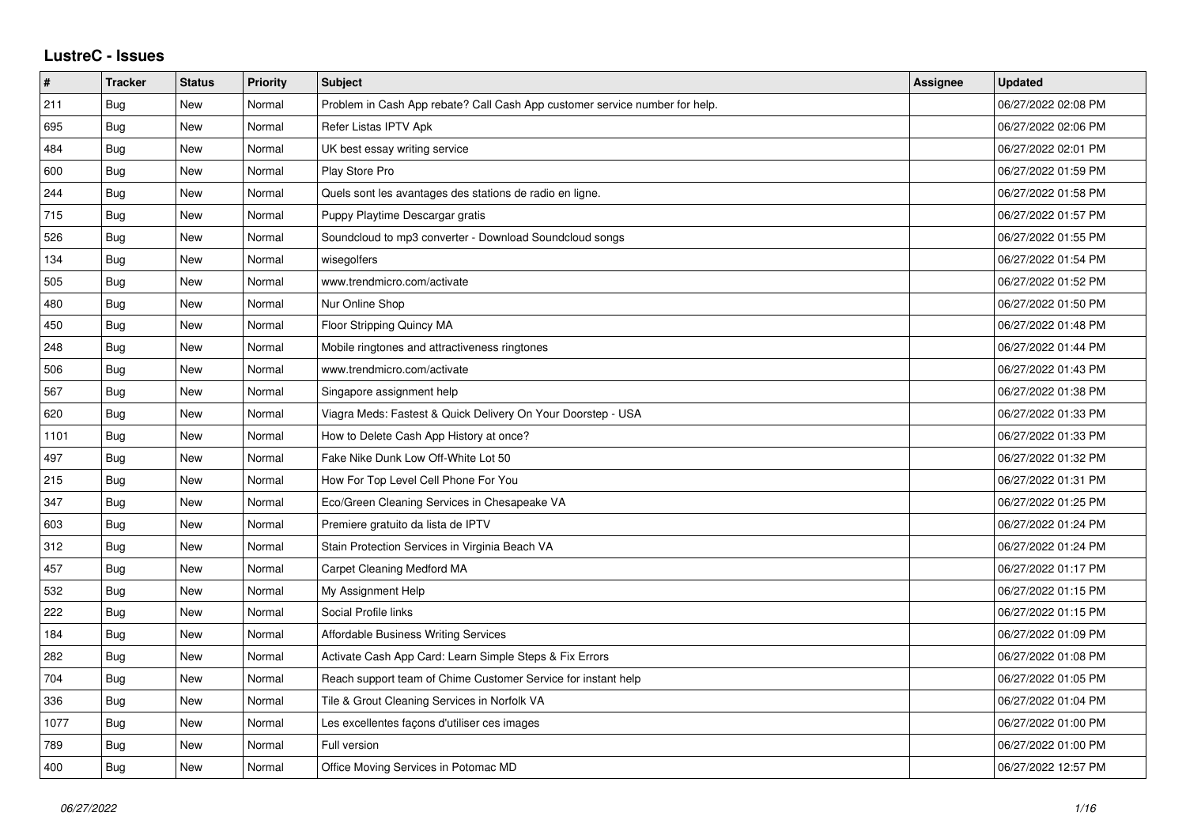# LustreC - Issues

| # | Tracker | Status | Priority | Subject | Assignee | Updated |
|---|---|---|---|---|---|---|
| 211 | Bug | New | Normal | Problem in Cash App rebate? Call Cash App customer service number for help. | | 06/27/2022 02:08 PM |
| 695 | Bug | New | Normal | Refer Listas IPTV Apk | | 06/27/2022 02:06 PM |
| 484 | Bug | New | Normal | UK best essay writing service | | 06/27/2022 02:01 PM |
| 600 | Bug | New | Normal | Play Store Pro | | 06/27/2022 01:59 PM |
| 244 | Bug | New | Normal | Quels sont les avantages des stations de radio en ligne. | | 06/27/2022 01:58 PM |
| 715 | Bug | New | Normal | Puppy Playtime Descargar gratis | | 06/27/2022 01:57 PM |
| 526 | Bug | New | Normal | Soundcloud to mp3 converter - Download Soundcloud songs | | 06/27/2022 01:55 PM |
| 134 | Bug | New | Normal | wisegolfers | | 06/27/2022 01:54 PM |
| 505 | Bug | New | Normal | www.trendmicro.com/activate | | 06/27/2022 01:52 PM |
| 480 | Bug | New | Normal | Nur Online Shop | | 06/27/2022 01:50 PM |
| 450 | Bug | New | Normal | Floor Stripping Quincy MA | | 06/27/2022 01:48 PM |
| 248 | Bug | New | Normal | Mobile ringtones and attractiveness ringtones | | 06/27/2022 01:44 PM |
| 506 | Bug | New | Normal | www.trendmicro.com/activate | | 06/27/2022 01:43 PM |
| 567 | Bug | New | Normal | Singapore assignment help | | 06/27/2022 01:38 PM |
| 620 | Bug | New | Normal | Viagra Meds: Fastest & Quick Delivery On Your Doorstep - USA | | 06/27/2022 01:33 PM |
| 1101 | Bug | New | Normal | How to Delete Cash App History at once? | | 06/27/2022 01:33 PM |
| 497 | Bug | New | Normal | Fake Nike Dunk Low Off-White Lot 50 | | 06/27/2022 01:32 PM |
| 215 | Bug | New | Normal | How For Top Level Cell Phone For You | | 06/27/2022 01:31 PM |
| 347 | Bug | New | Normal | Eco/Green Cleaning Services in Chesapeake VA | | 06/27/2022 01:25 PM |
| 603 | Bug | New | Normal | Premiere gratuito da lista de IPTV | | 06/27/2022 01:24 PM |
| 312 | Bug | New | Normal | Stain Protection Services in Virginia Beach VA | | 06/27/2022 01:24 PM |
| 457 | Bug | New | Normal | Carpet Cleaning Medford MA | | 06/27/2022 01:17 PM |
| 532 | Bug | New | Normal | My Assignment Help | | 06/27/2022 01:15 PM |
| 222 | Bug | New | Normal | Social Profile links | | 06/27/2022 01:15 PM |
| 184 | Bug | New | Normal | Affordable Business Writing Services | | 06/27/2022 01:09 PM |
| 282 | Bug | New | Normal | Activate Cash App Card: Learn Simple Steps & Fix Errors | | 06/27/2022 01:08 PM |
| 704 | Bug | New | Normal | Reach support team of Chime Customer Service for instant help | | 06/27/2022 01:05 PM |
| 336 | Bug | New | Normal | Tile & Grout Cleaning Services in Norfolk VA | | 06/27/2022 01:04 PM |
| 1077 | Bug | New | Normal | Les excellentes façons d'utiliser ces images | | 06/27/2022 01:00 PM |
| 789 | Bug | New | Normal | Full version | | 06/27/2022 01:00 PM |
| 400 | Bug | New | Normal | Office Moving Services in Potomac MD | | 06/27/2022 12:57 PM |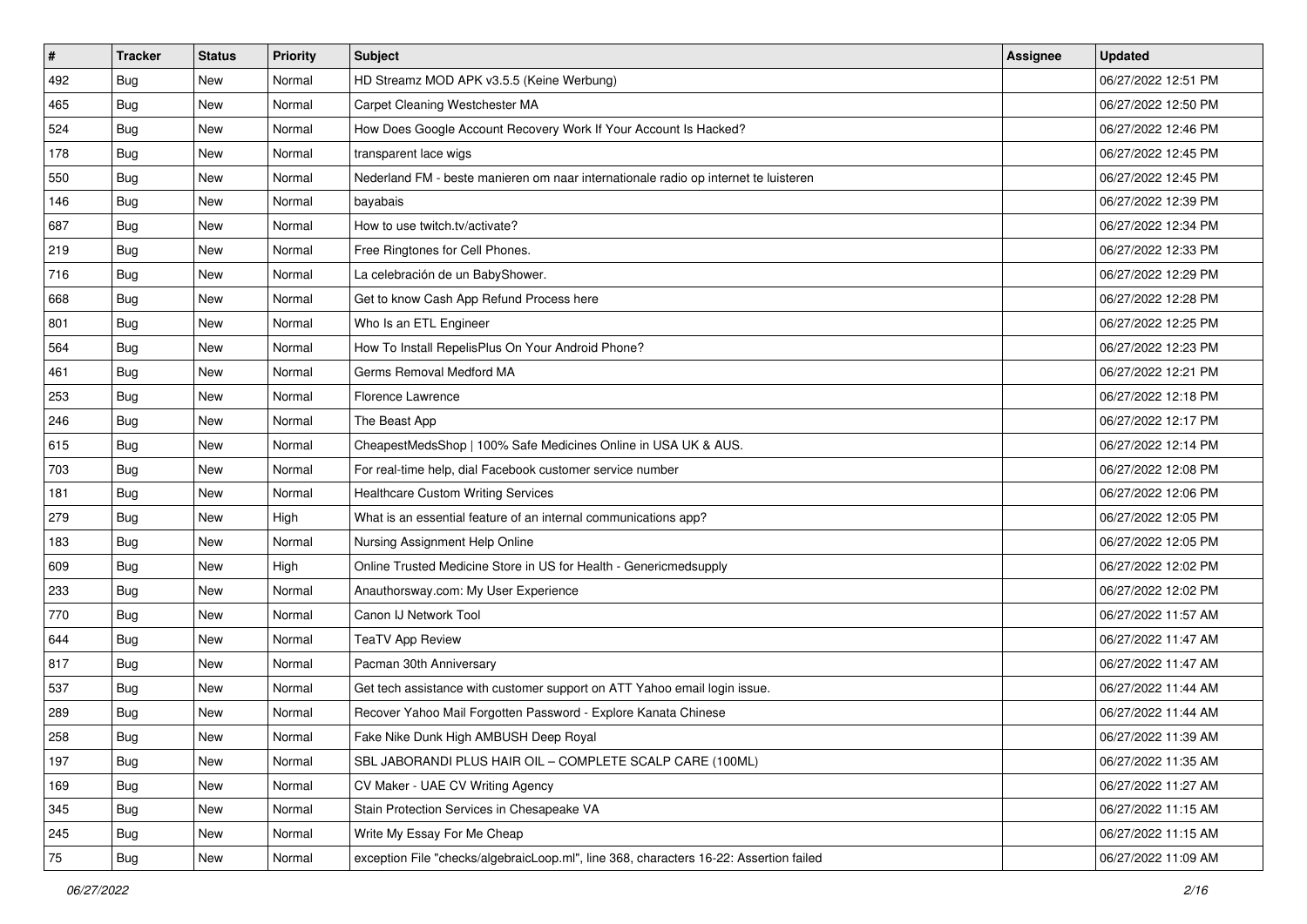| # | Tracker | Status | Priority | Subject | Assignee | Updated |
|---|---|---|---|---|---|---|
| 492 | Bug | New | Normal | HD Streamz MOD APK v3.5.5 (Keine Werbung) | | 06/27/2022 12:51 PM |
| 465 | Bug | New | Normal | Carpet Cleaning Westchester MA | | 06/27/2022 12:50 PM |
| 524 | Bug | New | Normal | How Does Google Account Recovery Work If Your Account Is Hacked? | | 06/27/2022 12:46 PM |
| 178 | Bug | New | Normal | transparent lace wigs | | 06/27/2022 12:45 PM |
| 550 | Bug | New | Normal | Nederland FM - beste manieren om naar internationale radio op internet te luisteren | | 06/27/2022 12:45 PM |
| 146 | Bug | New | Normal | bayabais | | 06/27/2022 12:39 PM |
| 687 | Bug | New | Normal | How to use twitch.tv/activate? | | 06/27/2022 12:34 PM |
| 219 | Bug | New | Normal | Free Ringtones for Cell Phones. | | 06/27/2022 12:33 PM |
| 716 | Bug | New | Normal | La celebración de un BabyShower. | | 06/27/2022 12:29 PM |
| 668 | Bug | New | Normal | Get to know Cash App Refund Process here | | 06/27/2022 12:28 PM |
| 801 | Bug | New | Normal | Who Is an ETL Engineer | | 06/27/2022 12:25 PM |
| 564 | Bug | New | Normal | How To Install RepelisPlus On Your Android Phone? | | 06/27/2022 12:23 PM |
| 461 | Bug | New | Normal | Germs Removal Medford MA | | 06/27/2022 12:21 PM |
| 253 | Bug | New | Normal | Florence Lawrence | | 06/27/2022 12:18 PM |
| 246 | Bug | New | Normal | The Beast App | | 06/27/2022 12:17 PM |
| 615 | Bug | New | Normal | CheapestMedsShop \| 100% Safe Medicines Online in USA UK & AUS. | | 06/27/2022 12:14 PM |
| 703 | Bug | New | Normal | For real-time help, dial Facebook customer service number | | 06/27/2022 12:08 PM |
| 181 | Bug | New | Normal | Healthcare Custom Writing Services | | 06/27/2022 12:06 PM |
| 279 | Bug | New | High | What is an essential feature of an internal communications app? | | 06/27/2022 12:05 PM |
| 183 | Bug | New | Normal | Nursing Assignment Help Online | | 06/27/2022 12:05 PM |
| 609 | Bug | New | High | Online Trusted Medicine Store in US for Health - Genericmedsupply | | 06/27/2022 12:02 PM |
| 233 | Bug | New | Normal | Anauthorsway.com: My User Experience | | 06/27/2022 12:02 PM |
| 770 | Bug | New | Normal | Canon IJ Network Tool | | 06/27/2022 11:57 AM |
| 644 | Bug | New | Normal | TeaTV App Review | | 06/27/2022 11:47 AM |
| 817 | Bug | New | Normal | Pacman 30th Anniversary | | 06/27/2022 11:47 AM |
| 537 | Bug | New | Normal | Get tech assistance with customer support on ATT Yahoo email login issue. | | 06/27/2022 11:44 AM |
| 289 | Bug | New | Normal | Recover Yahoo Mail Forgotten Password - Explore Kanata Chinese | | 06/27/2022 11:44 AM |
| 258 | Bug | New | Normal | Fake Nike Dunk High AMBUSH Deep Royal | | 06/27/2022 11:39 AM |
| 197 | Bug | New | Normal | SBL JABORANDI PLUS HAIR OIL – COMPLETE SCALP CARE (100ML) | | 06/27/2022 11:35 AM |
| 169 | Bug | New | Normal | CV Maker - UAE CV Writing Agency | | 06/27/2022 11:27 AM |
| 345 | Bug | New | Normal | Stain Protection Services in Chesapeake VA | | 06/27/2022 11:15 AM |
| 245 | Bug | New | Normal | Write My Essay For Me Cheap | | 06/27/2022 11:15 AM |
| 75 | Bug | New | Normal | exception File "checks/algebraicLoop.ml", line 368, characters 16-22: Assertion failed | | 06/27/2022 11:09 AM |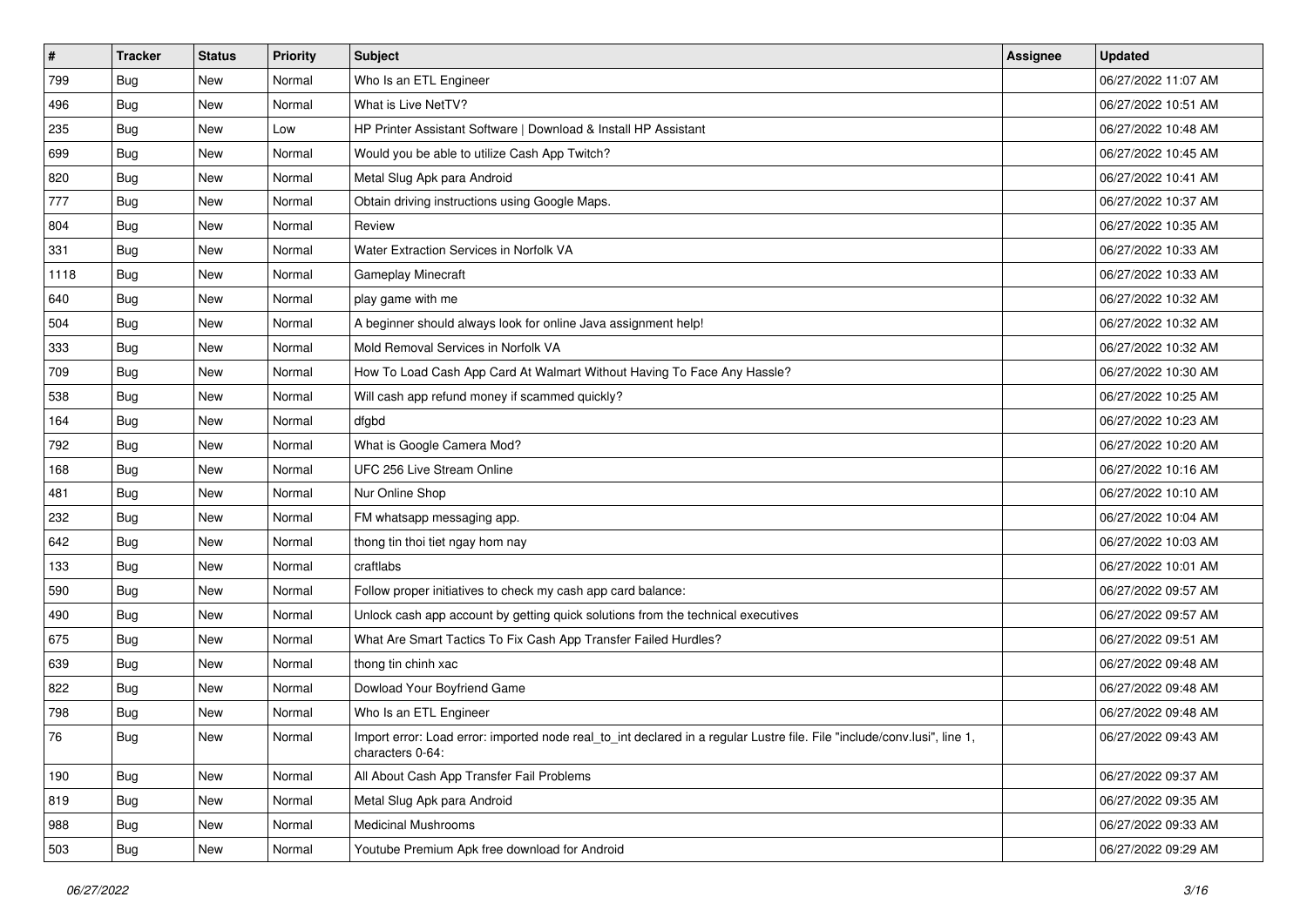| # | Tracker | Status | Priority | Subject | Assignee | Updated |
|---|---|---|---|---|---|---|
| 799 | Bug | New | Normal | Who Is an ETL Engineer | | 06/27/2022 11:07 AM |
| 496 | Bug | New | Normal | What is Live NetTV? | | 06/27/2022 10:51 AM |
| 235 | Bug | New | Low | HP Printer Assistant Software \| Download & Install HP Assistant | | 06/27/2022 10:48 AM |
| 699 | Bug | New | Normal | Would you be able to utilize Cash App Twitch? | | 06/27/2022 10:45 AM |
| 820 | Bug | New | Normal | Metal Slug Apk para Android | | 06/27/2022 10:41 AM |
| 777 | Bug | New | Normal | Obtain driving instructions using Google Maps. | | 06/27/2022 10:37 AM |
| 804 | Bug | New | Normal | Review | | 06/27/2022 10:35 AM |
| 331 | Bug | New | Normal | Water Extraction Services in Norfolk VA | | 06/27/2022 10:33 AM |
| 1118 | Bug | New | Normal | Gameplay Minecraft | | 06/27/2022 10:33 AM |
| 640 | Bug | New | Normal | play game with me | | 06/27/2022 10:32 AM |
| 504 | Bug | New | Normal | A beginner should always look for online Java assignment help! | | 06/27/2022 10:32 AM |
| 333 | Bug | New | Normal | Mold Removal Services in Norfolk VA | | 06/27/2022 10:32 AM |
| 709 | Bug | New | Normal | How To Load Cash App Card At Walmart Without Having To Face Any Hassle? | | 06/27/2022 10:30 AM |
| 538 | Bug | New | Normal | Will cash app refund money if scammed quickly? | | 06/27/2022 10:25 AM |
| 164 | Bug | New | Normal | dfgbd | | 06/27/2022 10:23 AM |
| 792 | Bug | New | Normal | What is Google Camera Mod? | | 06/27/2022 10:20 AM |
| 168 | Bug | New | Normal | UFC 256 Live Stream Online | | 06/27/2022 10:16 AM |
| 481 | Bug | New | Normal | Nur Online Shop | | 06/27/2022 10:10 AM |
| 232 | Bug | New | Normal | FM whatsapp messaging app. | | 06/27/2022 10:04 AM |
| 642 | Bug | New | Normal | thong tin thoi tiet ngay hom nay | | 06/27/2022 10:03 AM |
| 133 | Bug | New | Normal | craftlabs | | 06/27/2022 10:01 AM |
| 590 | Bug | New | Normal | Follow proper initiatives to check my cash app card balance: | | 06/27/2022 09:57 AM |
| 490 | Bug | New | Normal | Unlock cash app account by getting quick solutions from the technical executives | | 06/27/2022 09:57 AM |
| 675 | Bug | New | Normal | What Are Smart Tactics To Fix Cash App Transfer Failed Hurdles? | | 06/27/2022 09:51 AM |
| 639 | Bug | New | Normal | thong tin chinh xac | | 06/27/2022 09:48 AM |
| 822 | Bug | New | Normal | Dowload Your Boyfriend Game | | 06/27/2022 09:48 AM |
| 798 | Bug | New | Normal | Who Is an ETL Engineer | | 06/27/2022 09:48 AM |
| 76 | Bug | New | Normal | Import error: Load error: imported node real_to_int declared in a regular Lustre file. File "include/conv.lusi", line 1, characters 0-64: | | 06/27/2022 09:43 AM |
| 190 | Bug | New | Normal | All About Cash App Transfer Fail Problems | | 06/27/2022 09:37 AM |
| 819 | Bug | New | Normal | Metal Slug Apk para Android | | 06/27/2022 09:35 AM |
| 988 | Bug | New | Normal | Medicinal Mushrooms | | 06/27/2022 09:33 AM |
| 503 | Bug | New | Normal | Youtube Premium Apk free download for Android | | 06/27/2022 09:29 AM |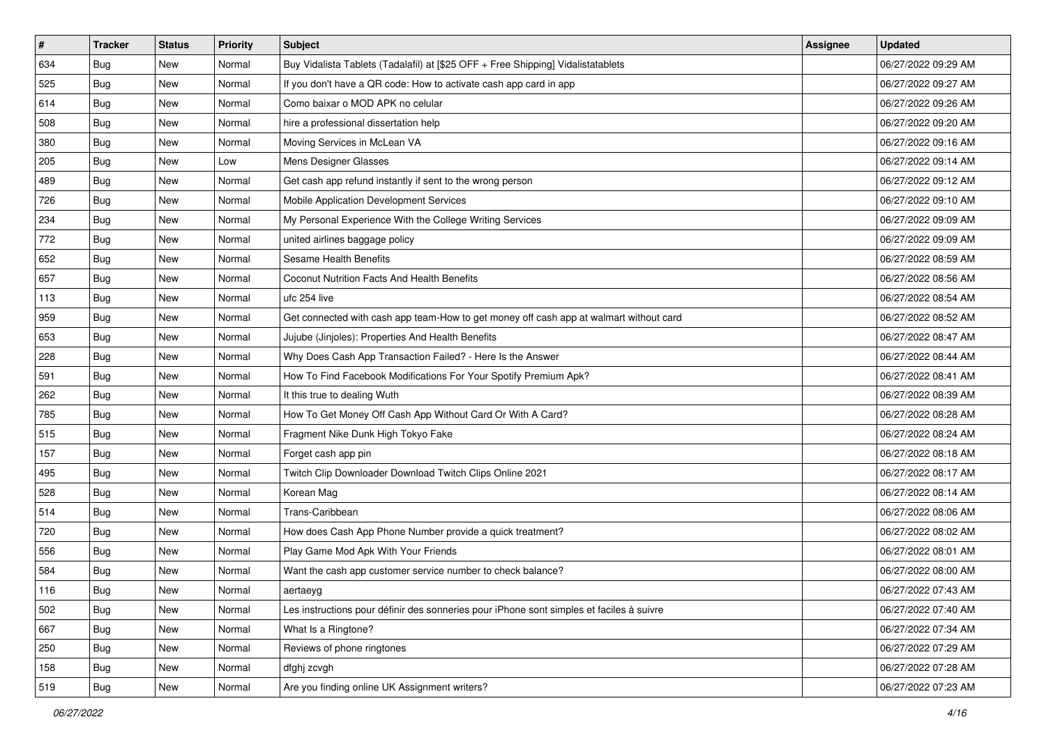| # | Tracker | Status | Priority | Subject | Assignee | Updated |
| --- | --- | --- | --- | --- | --- | --- |
| 634 | Bug | New | Normal | Buy Vidalista Tablets (Tadalafil) at [$25 OFF + Free Shipping] Vidalistatablets | | 06/27/2022 09:29 AM |
| 525 | Bug | New | Normal | If you don't have a QR code: How to activate cash app card in app | | 06/27/2022 09:27 AM |
| 614 | Bug | New | Normal | Como baixar o MOD APK no celular | | 06/27/2022 09:26 AM |
| 508 | Bug | New | Normal | hire a professional dissertation help | | 06/27/2022 09:20 AM |
| 380 | Bug | New | Normal | Moving Services in McLean VA | | 06/27/2022 09:16 AM |
| 205 | Bug | New | Low | Mens Designer Glasses | | 06/27/2022 09:14 AM |
| 489 | Bug | New | Normal | Get cash app refund instantly if sent to the wrong person | | 06/27/2022 09:12 AM |
| 726 | Bug | New | Normal | Mobile Application Development Services | | 06/27/2022 09:10 AM |
| 234 | Bug | New | Normal | My Personal Experience With the College Writing Services | | 06/27/2022 09:09 AM |
| 772 | Bug | New | Normal | united airlines baggage policy | | 06/27/2022 09:09 AM |
| 652 | Bug | New | Normal | Sesame Health Benefits | | 06/27/2022 08:59 AM |
| 657 | Bug | New | Normal | Coconut Nutrition Facts And Health Benefits | | 06/27/2022 08:56 AM |
| 113 | Bug | New | Normal | ufc 254 live | | 06/27/2022 08:54 AM |
| 959 | Bug | New | Normal | Get connected with cash app team-How to get money off cash app at walmart without card | | 06/27/2022 08:52 AM |
| 653 | Bug | New | Normal | Jujube (Jinjoles): Properties And Health Benefits | | 06/27/2022 08:47 AM |
| 228 | Bug | New | Normal | Why Does Cash App Transaction Failed? - Here Is the Answer | | 06/27/2022 08:44 AM |
| 591 | Bug | New | Normal | How To Find Facebook Modifications For Your Spotify Premium Apk? | | 06/27/2022 08:41 AM |
| 262 | Bug | New | Normal | It this true to dealing Wuth | | 06/27/2022 08:39 AM |
| 785 | Bug | New | Normal | How To Get Money Off Cash App Without Card Or With A Card? | | 06/27/2022 08:28 AM |
| 515 | Bug | New | Normal | Fragment Nike Dunk High Tokyo Fake | | 06/27/2022 08:24 AM |
| 157 | Bug | New | Normal | Forget cash app pin | | 06/27/2022 08:18 AM |
| 495 | Bug | New | Normal | Twitch Clip Downloader Download Twitch Clips Online 2021 | | 06/27/2022 08:17 AM |
| 528 | Bug | New | Normal | Korean Mag | | 06/27/2022 08:14 AM |
| 514 | Bug | New | Normal | Trans-Caribbean | | 06/27/2022 08:06 AM |
| 720 | Bug | New | Normal | How does Cash App Phone Number provide a quick treatment? | | 06/27/2022 08:02 AM |
| 556 | Bug | New | Normal | Play Game Mod Apk With Your Friends | | 06/27/2022 08:01 AM |
| 584 | Bug | New | Normal | Want the cash app customer service number to check balance? | | 06/27/2022 08:00 AM |
| 116 | Bug | New | Normal | aertaeyg | | 06/27/2022 07:43 AM |
| 502 | Bug | New | Normal | Les instructions pour définir des sonneries pour iPhone sont simples et faciles à suivre | | 06/27/2022 07:40 AM |
| 667 | Bug | New | Normal | What Is a Ringtone? | | 06/27/2022 07:34 AM |
| 250 | Bug | New | Normal | Reviews of phone ringtones | | 06/27/2022 07:29 AM |
| 158 | Bug | New | Normal | dfghj zcvgh | | 06/27/2022 07:28 AM |
| 519 | Bug | New | Normal | Are you finding online UK Assignment writers? | | 06/27/2022 07:23 AM |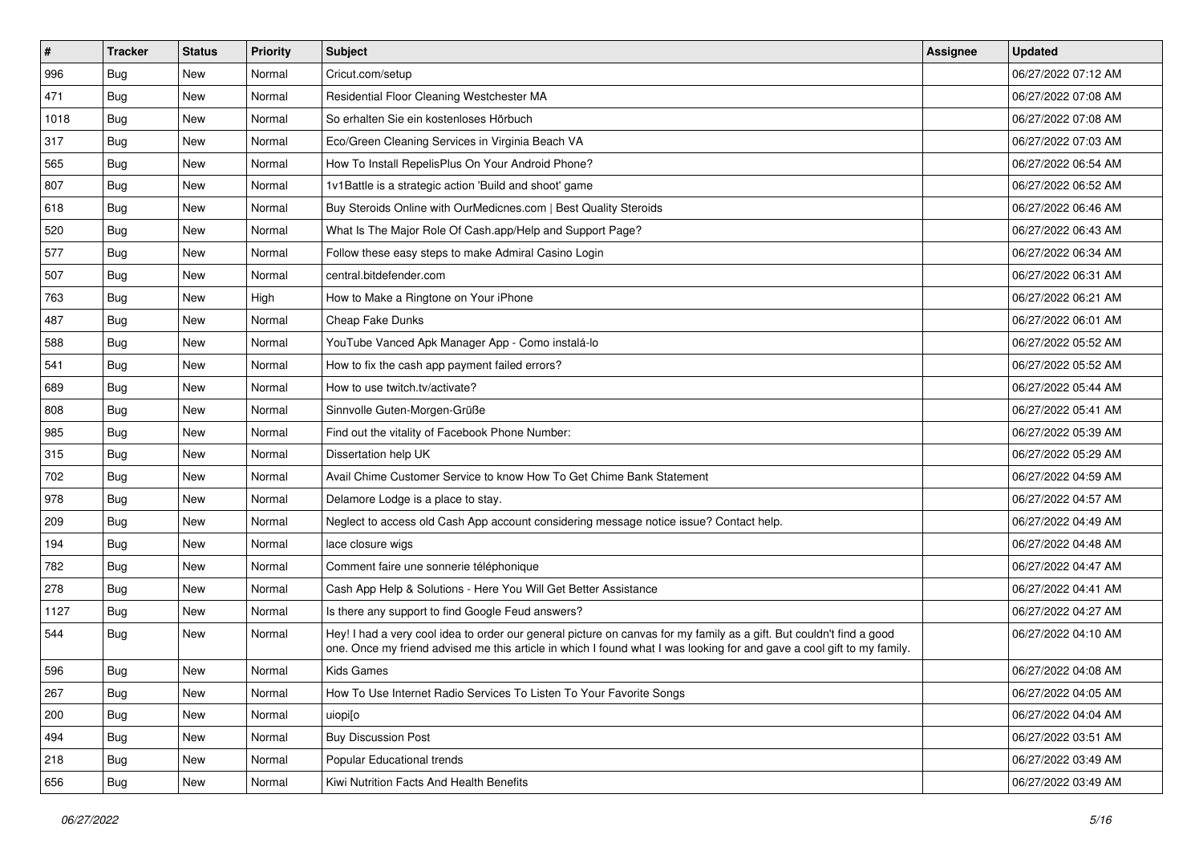| # | Tracker | Status | Priority | Subject | Assignee | Updated |
|---|---|---|---|---|---|---|
| 996 | Bug | New | Normal | Cricut.com/setup | | 06/27/2022 07:12 AM |
| 471 | Bug | New | Normal | Residential Floor Cleaning Westchester MA | | 06/27/2022 07:08 AM |
| 1018 | Bug | New | Normal | So erhalten Sie ein kostenloses Hörbuch | | 06/27/2022 07:08 AM |
| 317 | Bug | New | Normal | Eco/Green Cleaning Services in Virginia Beach VA | | 06/27/2022 07:03 AM |
| 565 | Bug | New | Normal | How To Install RepelisPlus On Your Android Phone? | | 06/27/2022 06:54 AM |
| 807 | Bug | New | Normal | 1v1Battle is a strategic action 'Build and shoot' game | | 06/27/2022 06:52 AM |
| 618 | Bug | New | Normal | Buy Steroids Online with OurMedicnes.com \| Best Quality Steroids | | 06/27/2022 06:46 AM |
| 520 | Bug | New | Normal | What Is The Major Role Of Cash.app/Help and Support Page? | | 06/27/2022 06:43 AM |
| 577 | Bug | New | Normal | Follow these easy steps to make Admiral Casino Login | | 06/27/2022 06:34 AM |
| 507 | Bug | New | Normal | central.bitdefender.com | | 06/27/2022 06:31 AM |
| 763 | Bug | New | High | How to Make a Ringtone on Your iPhone | | 06/27/2022 06:21 AM |
| 487 | Bug | New | Normal | Cheap Fake Dunks | | 06/27/2022 06:01 AM |
| 588 | Bug | New | Normal | YouTube Vanced Apk Manager App - Como instalá-lo | | 06/27/2022 05:52 AM |
| 541 | Bug | New | Normal | How to fix the cash app payment failed errors? | | 06/27/2022 05:52 AM |
| 689 | Bug | New | Normal | How to use twitch.tv/activate? | | 06/27/2022 05:44 AM |
| 808 | Bug | New | Normal | Sinnvolle Guten-Morgen-Grüße | | 06/27/2022 05:41 AM |
| 985 | Bug | New | Normal | Find out the vitality of Facebook Phone Number: | | 06/27/2022 05:39 AM |
| 315 | Bug | New | Normal | Dissertation help UK | | 06/27/2022 05:29 AM |
| 702 | Bug | New | Normal | Avail Chime Customer Service to know How To Get Chime Bank Statement | | 06/27/2022 04:59 AM |
| 978 | Bug | New | Normal | Delamore Lodge is a place to stay. | | 06/27/2022 04:57 AM |
| 209 | Bug | New | Normal | Neglect to access old Cash App account considering message notice issue? Contact help. | | 06/27/2022 04:49 AM |
| 194 | Bug | New | Normal | lace closure wigs | | 06/27/2022 04:48 AM |
| 782 | Bug | New | Normal | Comment faire une sonnerie téléphonique | | 06/27/2022 04:47 AM |
| 278 | Bug | New | Normal | Cash App Help & Solutions - Here You Will Get Better Assistance | | 06/27/2022 04:41 AM |
| 1127 | Bug | New | Normal | Is there any support to find Google Feud answers? | | 06/27/2022 04:27 AM |
| 544 | Bug | New | Normal | Hey! I had a very cool idea to order our general picture on canvas for my family as a gift. But couldn't find a good one. Once my friend advised me this article in which I found what I was looking for and gave a cool gift to my family. | | 06/27/2022 04:10 AM |
| 596 | Bug | New | Normal | Kids Games | | 06/27/2022 04:08 AM |
| 267 | Bug | New | Normal | How To Use Internet Radio Services To Listen To Your Favorite Songs | | 06/27/2022 04:05 AM |
| 200 | Bug | New | Normal | uiopi[o | | 06/27/2022 04:04 AM |
| 494 | Bug | New | Normal | Buy Discussion Post | | 06/27/2022 03:51 AM |
| 218 | Bug | New | Normal | Popular Educational trends | | 06/27/2022 03:49 AM |
| 656 | Bug | New | Normal | Kiwi Nutrition Facts And Health Benefits | | 06/27/2022 03:49 AM |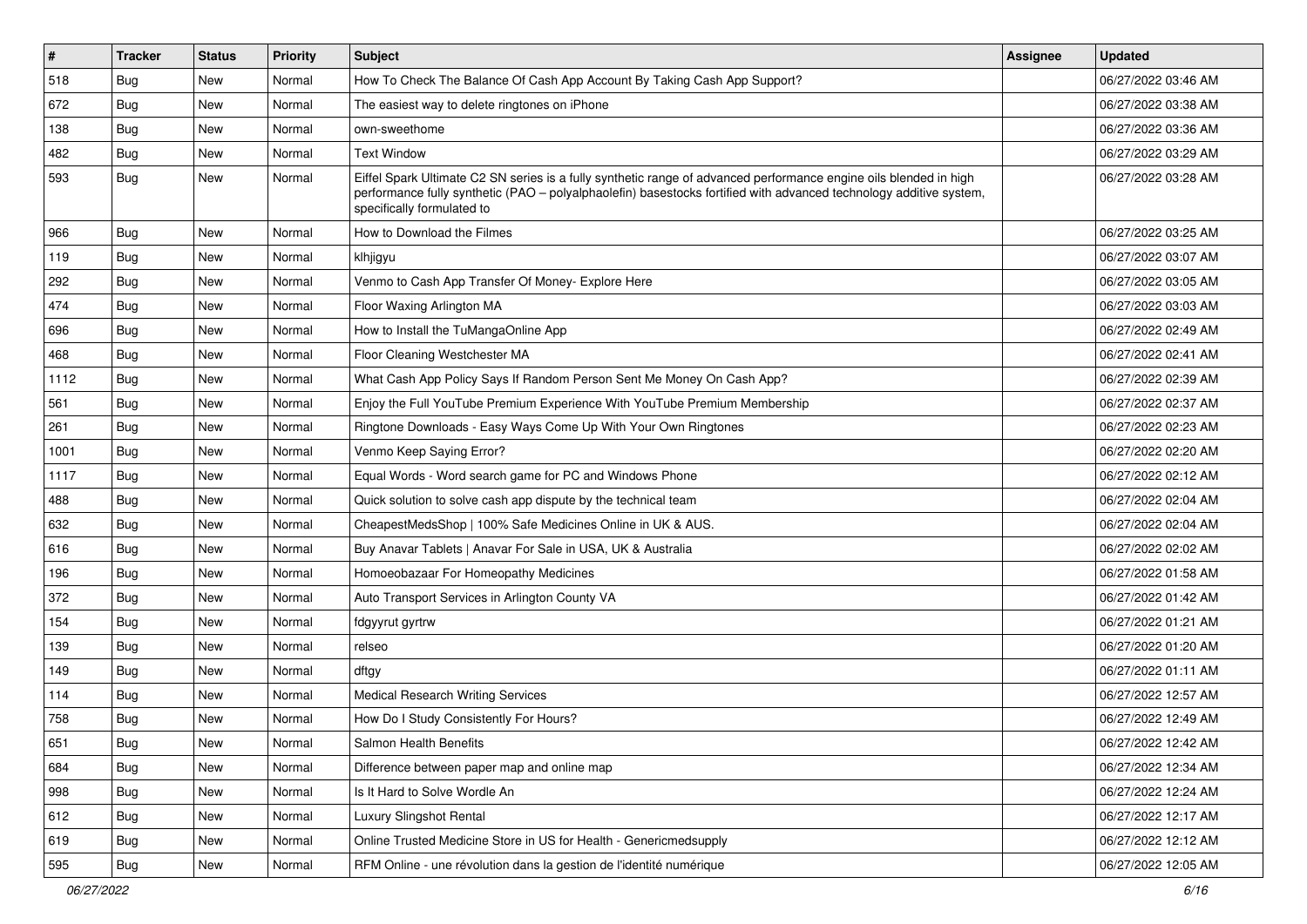| # | Tracker | Status | Priority | Subject | Assignee | Updated |
|---|---|---|---|---|---|---|
| 518 | Bug | New | Normal | How To Check The Balance Of Cash App Account By Taking Cash App Support? | | 06/27/2022 03:46 AM |
| 672 | Bug | New | Normal | The easiest way to delete ringtones on iPhone | | 06/27/2022 03:38 AM |
| 138 | Bug | New | Normal | own-sweethome | | 06/27/2022 03:36 AM |
| 482 | Bug | New | Normal | Text Window | | 06/27/2022 03:29 AM |
| 593 | Bug | New | Normal | Eiffel Spark Ultimate C2 SN series is a fully synthetic range of advanced performance engine oils blended in high performance fully synthetic (PAO – polyalphaolefin) basestocks fortified with advanced technology additive system, specifically formulated to | | 06/27/2022 03:28 AM |
| 966 | Bug | New | Normal | How to Download the Filmes | | 06/27/2022 03:25 AM |
| 119 | Bug | New | Normal | klhjigyu | | 06/27/2022 03:07 AM |
| 292 | Bug | New | Normal | Venmo to Cash App Transfer Of Money- Explore Here | | 06/27/2022 03:05 AM |
| 474 | Bug | New | Normal | Floor Waxing Arlington MA | | 06/27/2022 03:03 AM |
| 696 | Bug | New | Normal | How to Install the TuMangaOnline App | | 06/27/2022 02:49 AM |
| 468 | Bug | New | Normal | Floor Cleaning Westchester MA | | 06/27/2022 02:41 AM |
| 1112 | Bug | New | Normal | What Cash App Policy Says If Random Person Sent Me Money On Cash App? | | 06/27/2022 02:39 AM |
| 561 | Bug | New | Normal | Enjoy the Full YouTube Premium Experience With YouTube Premium Membership | | 06/27/2022 02:37 AM |
| 261 | Bug | New | Normal | Ringtone Downloads - Easy Ways Come Up With Your Own Ringtones | | 06/27/2022 02:23 AM |
| 1001 | Bug | New | Normal | Venmo Keep Saying Error? | | 06/27/2022 02:20 AM |
| 1117 | Bug | New | Normal | Equal Words - Word search game for PC and Windows Phone | | 06/27/2022 02:12 AM |
| 488 | Bug | New | Normal | Quick solution to solve cash app dispute by the technical team | | 06/27/2022 02:04 AM |
| 632 | Bug | New | Normal | CheapestMedsShop \| 100% Safe Medicines Online in UK & AUS. | | 06/27/2022 02:04 AM |
| 616 | Bug | New | Normal | Buy Anavar Tablets \| Anavar For Sale in USA, UK & Australia | | 06/27/2022 02:02 AM |
| 196 | Bug | New | Normal | Homoeobazaar For Homeopathy Medicines | | 06/27/2022 01:58 AM |
| 372 | Bug | New | Normal | Auto Transport Services in Arlington County VA | | 06/27/2022 01:42 AM |
| 154 | Bug | New | Normal | fdgyyrut gyrtrw | | 06/27/2022 01:21 AM |
| 139 | Bug | New | Normal | relseo | | 06/27/2022 01:20 AM |
| 149 | Bug | New | Normal | dftgy | | 06/27/2022 01:11 AM |
| 114 | Bug | New | Normal | Medical Research Writing Services | | 06/27/2022 12:57 AM |
| 758 | Bug | New | Normal | How Do I Study Consistently For Hours? | | 06/27/2022 12:49 AM |
| 651 | Bug | New | Normal | Salmon Health Benefits | | 06/27/2022 12:42 AM |
| 684 | Bug | New | Normal | Difference between paper map and online map | | 06/27/2022 12:34 AM |
| 998 | Bug | New | Normal | Is It Hard to Solve Wordle An | | 06/27/2022 12:24 AM |
| 612 | Bug | New | Normal | Luxury Slingshot Rental | | 06/27/2022 12:17 AM |
| 619 | Bug | New | Normal | Online Trusted Medicine Store in US for Health - Genericmedsupply | | 06/27/2022 12:12 AM |
| 595 | Bug | New | Normal | RFM Online - une révolution dans la gestion de l'identité numérique | | 06/27/2022 12:05 AM |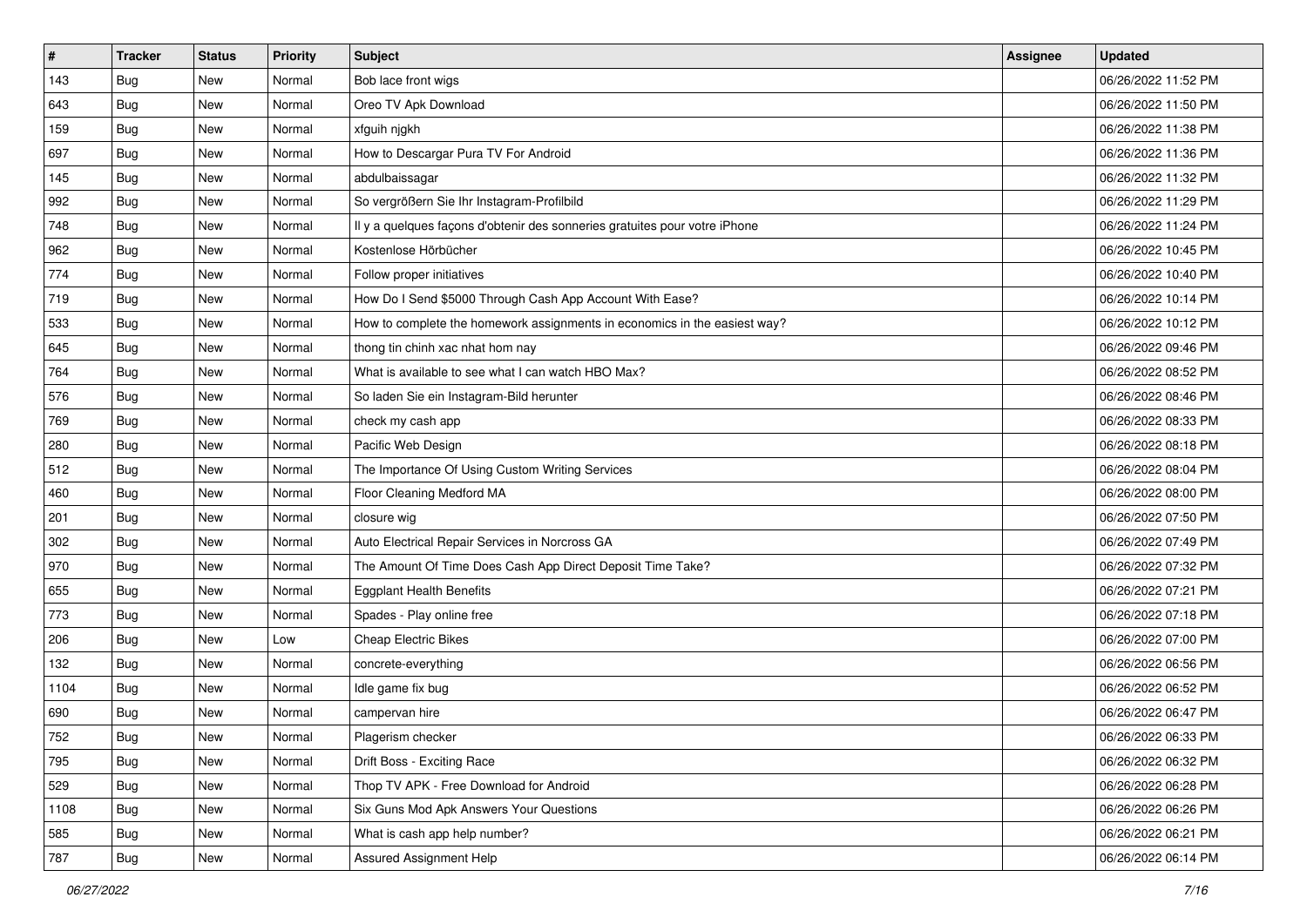| # | Tracker | Status | Priority | Subject | Assignee | Updated |
|---|---|---|---|---|---|---|
| 143 | Bug | New | Normal | Bob lace front wigs | | 06/26/2022 11:52 PM |
| 643 | Bug | New | Normal | Oreo TV Apk Download | | 06/26/2022 11:50 PM |
| 159 | Bug | New | Normal | xfguih njgkh | | 06/26/2022 11:38 PM |
| 697 | Bug | New | Normal | How to Descargar Pura TV For Android | | 06/26/2022 11:36 PM |
| 145 | Bug | New | Normal | abdulbaissagar | | 06/26/2022 11:32 PM |
| 992 | Bug | New | Normal | So vergrößern Sie Ihr Instagram-Profilbild | | 06/26/2022 11:29 PM |
| 748 | Bug | New | Normal | Il y a quelques façons d'obtenir des sonneries gratuites pour votre iPhone | | 06/26/2022 11:24 PM |
| 962 | Bug | New | Normal | Kostenlose Hörbücher | | 06/26/2022 10:45 PM |
| 774 | Bug | New | Normal | Follow proper initiatives | | 06/26/2022 10:40 PM |
| 719 | Bug | New | Normal | How Do I Send $5000 Through Cash App Account With Ease? | | 06/26/2022 10:14 PM |
| 533 | Bug | New | Normal | How to complete the homework assignments in economics in the easiest way? | | 06/26/2022 10:12 PM |
| 645 | Bug | New | Normal | thong tin chinh xac nhat hom nay | | 06/26/2022 09:46 PM |
| 764 | Bug | New | Normal | What is available to see what I can watch HBO Max? | | 06/26/2022 08:52 PM |
| 576 | Bug | New | Normal | So laden Sie ein Instagram-Bild herunter | | 06/26/2022 08:46 PM |
| 769 | Bug | New | Normal | check my cash app | | 06/26/2022 08:33 PM |
| 280 | Bug | New | Normal | Pacific Web Design | | 06/26/2022 08:18 PM |
| 512 | Bug | New | Normal | The Importance Of Using Custom Writing Services | | 06/26/2022 08:04 PM |
| 460 | Bug | New | Normal | Floor Cleaning Medford MA | | 06/26/2022 08:00 PM |
| 201 | Bug | New | Normal | closure wig | | 06/26/2022 07:50 PM |
| 302 | Bug | New | Normal | Auto Electrical Repair Services in Norcross GA | | 06/26/2022 07:49 PM |
| 970 | Bug | New | Normal | The Amount Of Time Does Cash App Direct Deposit Time Take? | | 06/26/2022 07:32 PM |
| 655 | Bug | New | Normal | Eggplant Health Benefits | | 06/26/2022 07:21 PM |
| 773 | Bug | New | Normal | Spades - Play online free | | 06/26/2022 07:18 PM |
| 206 | Bug | New | Low | Cheap Electric Bikes | | 06/26/2022 07:00 PM |
| 132 | Bug | New | Normal | concrete-everything | | 06/26/2022 06:56 PM |
| 1104 | Bug | New | Normal | Idle game fix bug | | 06/26/2022 06:52 PM |
| 690 | Bug | New | Normal | campervan hire | | 06/26/2022 06:47 PM |
| 752 | Bug | New | Normal | Plagerism checker | | 06/26/2022 06:33 PM |
| 795 | Bug | New | Normal | Drift Boss - Exciting Race | | 06/26/2022 06:32 PM |
| 529 | Bug | New | Normal | Thop TV APK - Free Download for Android | | 06/26/2022 06:28 PM |
| 1108 | Bug | New | Normal | Six Guns Mod Apk Answers Your Questions | | 06/26/2022 06:26 PM |
| 585 | Bug | New | Normal | What is cash app help number? | | 06/26/2022 06:21 PM |
| 787 | Bug | New | Normal | Assured Assignment Help | | 06/26/2022 06:14 PM |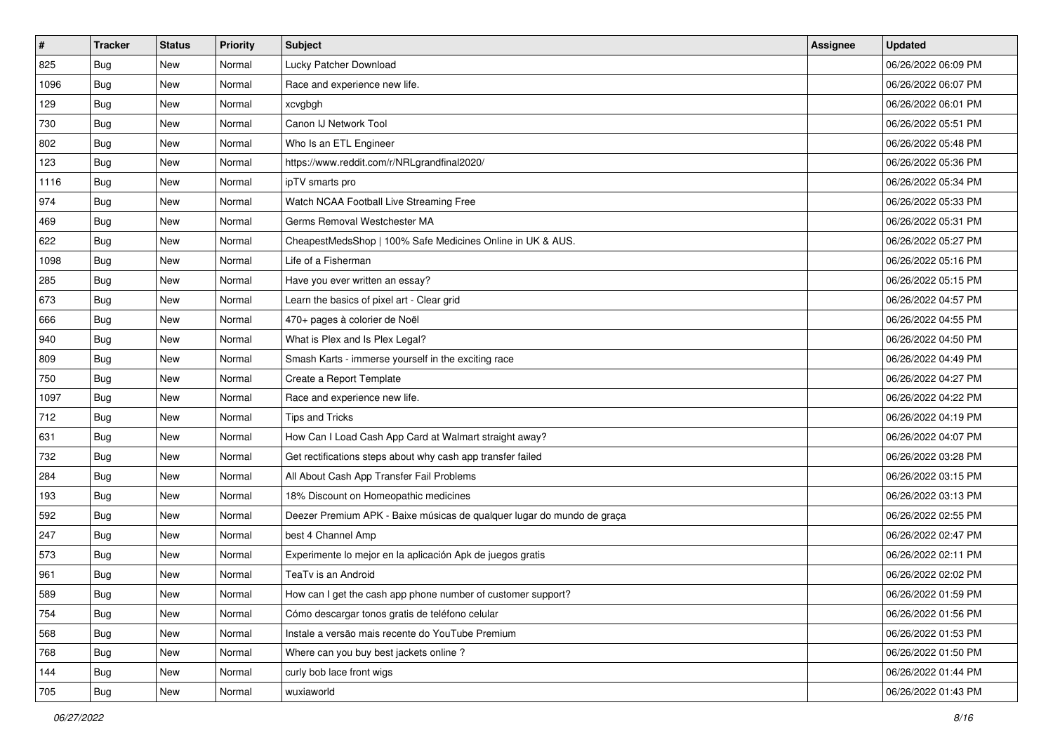| # | Tracker | Status | Priority | Subject | Assignee | Updated |
|---|---|---|---|---|---|---|
| 825 | Bug | New | Normal | Lucky Patcher Download | | 06/26/2022 06:09 PM |
| 1096 | Bug | New | Normal | Race and experience new life. | | 06/26/2022 06:07 PM |
| 129 | Bug | New | Normal | xcvgbgh | | 06/26/2022 06:01 PM |
| 730 | Bug | New | Normal | Canon IJ Network Tool | | 06/26/2022 05:51 PM |
| 802 | Bug | New | Normal | Who Is an ETL Engineer | | 06/26/2022 05:48 PM |
| 123 | Bug | New | Normal | https://www.reddit.com/r/NRLgrandfinal2020/ | | 06/26/2022 05:36 PM |
| 1116 | Bug | New | Normal | ipTV smarts pro | | 06/26/2022 05:34 PM |
| 974 | Bug | New | Normal | Watch NCAA Football Live Streaming Free | | 06/26/2022 05:33 PM |
| 469 | Bug | New | Normal | Germs Removal Westchester MA | | 06/26/2022 05:31 PM |
| 622 | Bug | New | Normal | CheapestMedsShop &#124; 100% Safe Medicines Online in UK & AUS. | | 06/26/2022 05:27 PM |
| 1098 | Bug | New | Normal | Life of a Fisherman | | 06/26/2022 05:16 PM |
| 285 | Bug | New | Normal | Have you ever written an essay? | | 06/26/2022 05:15 PM |
| 673 | Bug | New | Normal | Learn the basics of pixel art - Clear grid | | 06/26/2022 04:57 PM |
| 666 | Bug | New | Normal | 470+ pages à colorier de Noël | | 06/26/2022 04:55 PM |
| 940 | Bug | New | Normal | What is Plex and Is Plex Legal? | | 06/26/2022 04:50 PM |
| 809 | Bug | New | Normal | Smash Karts - immerse yourself in the exciting race | | 06/26/2022 04:49 PM |
| 750 | Bug | New | Normal | Create a Report Template | | 06/26/2022 04:27 PM |
| 1097 | Bug | New | Normal | Race and experience new life. | | 06/26/2022 04:22 PM |
| 712 | Bug | New | Normal | Tips and Tricks | | 06/26/2022 04:19 PM |
| 631 | Bug | New | Normal | How Can I Load Cash App Card at Walmart straight away? | | 06/26/2022 04:07 PM |
| 732 | Bug | New | Normal | Get rectifications steps about why cash app transfer failed | | 06/26/2022 03:28 PM |
| 284 | Bug | New | Normal | All About Cash App Transfer Fail Problems | | 06/26/2022 03:15 PM |
| 193 | Bug | New | Normal | 18% Discount on Homeopathic medicines | | 06/26/2022 03:13 PM |
| 592 | Bug | New | Normal | Deezer Premium APK - Baixe músicas de qualquer lugar do mundo de graça | | 06/26/2022 02:55 PM |
| 247 | Bug | New | Normal | best 4 Channel Amp | | 06/26/2022 02:47 PM |
| 573 | Bug | New | Normal | Experimente lo mejor en la aplicación Apk de juegos gratis | | 06/26/2022 02:11 PM |
| 961 | Bug | New | Normal | TeaTv is an Android | | 06/26/2022 02:02 PM |
| 589 | Bug | New | Normal | How can I get the cash app phone number of customer support? | | 06/26/2022 01:59 PM |
| 754 | Bug | New | Normal | Cómo descargar tonos gratis de teléfono celular | | 06/26/2022 01:56 PM |
| 568 | Bug | New | Normal | Instale a versão mais recente do YouTube Premium | | 06/26/2022 01:53 PM |
| 768 | Bug | New | Normal | Where can you buy best jackets online ? | | 06/26/2022 01:50 PM |
| 144 | Bug | New | Normal | curly bob lace front wigs | | 06/26/2022 01:44 PM |
| 705 | Bug | New | Normal | wuxiaworld | | 06/26/2022 01:43 PM |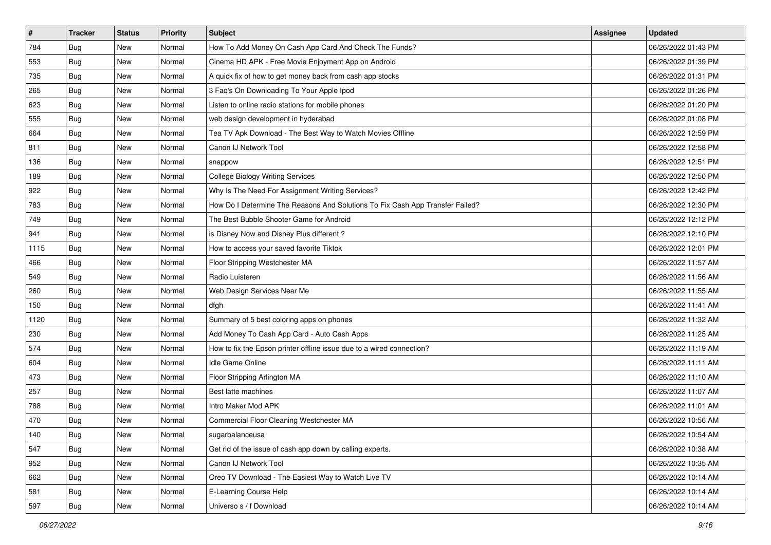| # | Tracker | Status | Priority | Subject | Assignee | Updated |
|---|---|---|---|---|---|---|
| 784 | Bug | New | Normal | How To Add Money On Cash App Card And Check The Funds? | | 06/26/2022 01:43 PM |
| 553 | Bug | New | Normal | Cinema HD APK - Free Movie Enjoyment App on Android | | 06/26/2022 01:39 PM |
| 735 | Bug | New | Normal | A quick fix of how to get money back from cash app stocks | | 06/26/2022 01:31 PM |
| 265 | Bug | New | Normal | 3 Faq's On Downloading To Your Apple Ipod | | 06/26/2022 01:26 PM |
| 623 | Bug | New | Normal | Listen to online radio stations for mobile phones | | 06/26/2022 01:20 PM |
| 555 | Bug | New | Normal | web design development in hyderabad | | 06/26/2022 01:08 PM |
| 664 | Bug | New | Normal | Tea TV Apk Download - The Best Way to Watch Movies Offline | | 06/26/2022 12:59 PM |
| 811 | Bug | New | Normal | Canon IJ Network Tool | | 06/26/2022 12:58 PM |
| 136 | Bug | New | Normal | snappow | | 06/26/2022 12:51 PM |
| 189 | Bug | New | Normal | College Biology Writing Services | | 06/26/2022 12:50 PM |
| 922 | Bug | New | Normal | Why Is The Need For Assignment Writing Services? | | 06/26/2022 12:42 PM |
| 783 | Bug | New | Normal | How Do I Determine The Reasons And Solutions To Fix Cash App Transfer Failed? | | 06/26/2022 12:30 PM |
| 749 | Bug | New | Normal | The Best Bubble Shooter Game for Android | | 06/26/2022 12:12 PM |
| 941 | Bug | New | Normal | is Disney Now and Disney Plus different ? | | 06/26/2022 12:10 PM |
| 1115 | Bug | New | Normal | How to access your saved favorite Tiktok | | 06/26/2022 12:01 PM |
| 466 | Bug | New | Normal | Floor Stripping Westchester MA | | 06/26/2022 11:57 AM |
| 549 | Bug | New | Normal | Radio Luisteren | | 06/26/2022 11:56 AM |
| 260 | Bug | New | Normal | Web Design Services Near Me | | 06/26/2022 11:55 AM |
| 150 | Bug | New | Normal | dfgh | | 06/26/2022 11:41 AM |
| 1120 | Bug | New | Normal | Summary of 5 best coloring apps on phones | | 06/26/2022 11:32 AM |
| 230 | Bug | New | Normal | Add Money To Cash App Card - Auto Cash Apps | | 06/26/2022 11:25 AM |
| 574 | Bug | New | Normal | How to fix the Epson printer offline issue due to a wired connection? | | 06/26/2022 11:19 AM |
| 604 | Bug | New | Normal | Idle Game Online | | 06/26/2022 11:11 AM |
| 473 | Bug | New | Normal | Floor Stripping Arlington MA | | 06/26/2022 11:10 AM |
| 257 | Bug | New | Normal | Best latte machines | | 06/26/2022 11:07 AM |
| 788 | Bug | New | Normal | Intro Maker Mod APK | | 06/26/2022 11:01 AM |
| 470 | Bug | New | Normal | Commercial Floor Cleaning Westchester MA | | 06/26/2022 10:56 AM |
| 140 | Bug | New | Normal | sugarbalanceusa | | 06/26/2022 10:54 AM |
| 547 | Bug | New | Normal | Get rid of the issue of cash app down by calling experts. | | 06/26/2022 10:38 AM |
| 952 | Bug | New | Normal | Canon IJ Network Tool | | 06/26/2022 10:35 AM |
| 662 | Bug | New | Normal | Oreo TV Download - The Easiest Way to Watch Live TV | | 06/26/2022 10:14 AM |
| 581 | Bug | New | Normal | E-Learning Course Help | | 06/26/2022 10:14 AM |
| 597 | Bug | New | Normal | Universo s / f Download | | 06/26/2022 10:14 AM |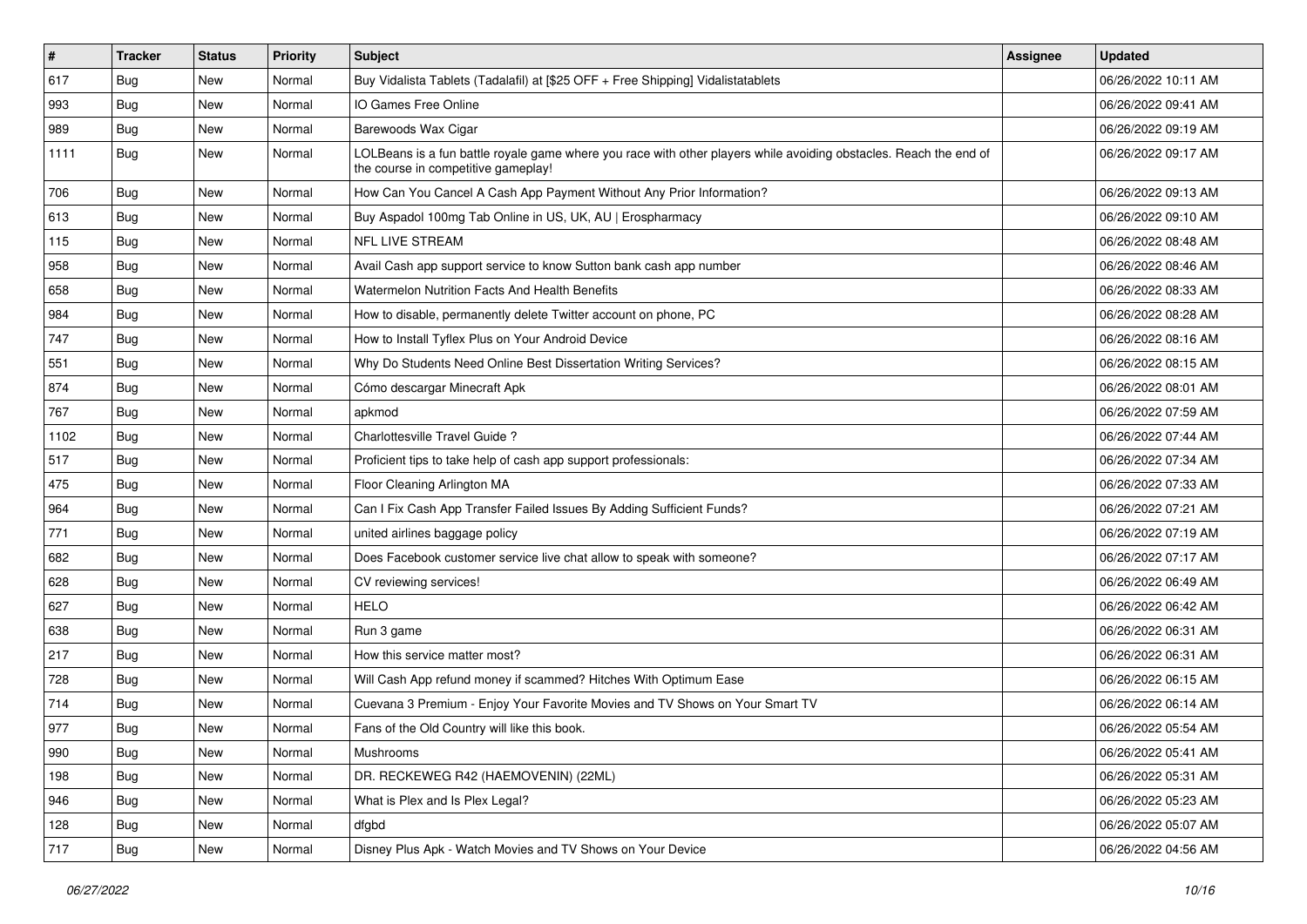| # | Tracker | Status | Priority | Subject | Assignee | Updated |
|---|---|---|---|---|---|---|
| 617 | Bug | New | Normal | Buy Vidalista Tablets (Tadalafil) at [$25 OFF + Free Shipping] Vidalistatablets | | 06/26/2022 10:11 AM |
| 993 | Bug | New | Normal | IO Games Free Online | | 06/26/2022 09:41 AM |
| 989 | Bug | New | Normal | Barewoods Wax Cigar | | 06/26/2022 09:19 AM |
| 1111 | Bug | New | Normal | LOLBeans is a fun battle royale game where you race with other players while avoiding obstacles. Reach the end of the course in competitive gameplay! | | 06/26/2022 09:17 AM |
| 706 | Bug | New | Normal | How Can You Cancel A Cash App Payment Without Any Prior Information? | | 06/26/2022 09:13 AM |
| 613 | Bug | New | Normal | Buy Aspadol 100mg Tab Online in US, UK, AU \| Erospharmacy | | 06/26/2022 09:10 AM |
| 115 | Bug | New | Normal | NFL LIVE STREAM | | 06/26/2022 08:48 AM |
| 958 | Bug | New | Normal | Avail Cash app support service to know Sutton bank cash app number | | 06/26/2022 08:46 AM |
| 658 | Bug | New | Normal | Watermelon Nutrition Facts And Health Benefits | | 06/26/2022 08:33 AM |
| 984 | Bug | New | Normal | How to disable, permanently delete Twitter account on phone, PC | | 06/26/2022 08:28 AM |
| 747 | Bug | New | Normal | How to Install Tyflex Plus on Your Android Device | | 06/26/2022 08:16 AM |
| 551 | Bug | New | Normal | Why Do Students Need Online Best Dissertation Writing Services? | | 06/26/2022 08:15 AM |
| 874 | Bug | New | Normal | Cómo descargar Minecraft Apk | | 06/26/2022 08:01 AM |
| 767 | Bug | New | Normal | apkmod | | 06/26/2022 07:59 AM |
| 1102 | Bug | New | Normal | Charlottesville Travel Guide ? | | 06/26/2022 07:44 AM |
| 517 | Bug | New | Normal | Proficient tips to take help of cash app support professionals: | | 06/26/2022 07:34 AM |
| 475 | Bug | New | Normal | Floor Cleaning Arlington MA | | 06/26/2022 07:33 AM |
| 964 | Bug | New | Normal | Can I Fix Cash App Transfer Failed Issues By Adding Sufficient Funds? | | 06/26/2022 07:21 AM |
| 771 | Bug | New | Normal | united airlines baggage policy | | 06/26/2022 07:19 AM |
| 682 | Bug | New | Normal | Does Facebook customer service live chat allow to speak with someone? | | 06/26/2022 07:17 AM |
| 628 | Bug | New | Normal | CV reviewing services! | | 06/26/2022 06:49 AM |
| 627 | Bug | New | Normal | HELO | | 06/26/2022 06:42 AM |
| 638 | Bug | New | Normal | Run 3 game | | 06/26/2022 06:31 AM |
| 217 | Bug | New | Normal | How this service matter most? | | 06/26/2022 06:31 AM |
| 728 | Bug | New | Normal | Will Cash App refund money if scammed? Hitches With Optimum Ease | | 06/26/2022 06:15 AM |
| 714 | Bug | New | Normal | Cuevana 3 Premium - Enjoy Your Favorite Movies and TV Shows on Your Smart TV | | 06/26/2022 06:14 AM |
| 977 | Bug | New | Normal | Fans of the Old Country will like this book. | | 06/26/2022 05:54 AM |
| 990 | Bug | New | Normal | Mushrooms | | 06/26/2022 05:41 AM |
| 198 | Bug | New | Normal | DR. RECKEWEG R42 (HAEMOVENIN) (22ML) | | 06/26/2022 05:31 AM |
| 946 | Bug | New | Normal | What is Plex and Is Plex Legal? | | 06/26/2022 05:23 AM |
| 128 | Bug | New | Normal | dfgbd | | 06/26/2022 05:07 AM |
| 717 | Bug | New | Normal | Disney Plus Apk - Watch Movies and TV Shows on Your Device | | 06/26/2022 04:56 AM |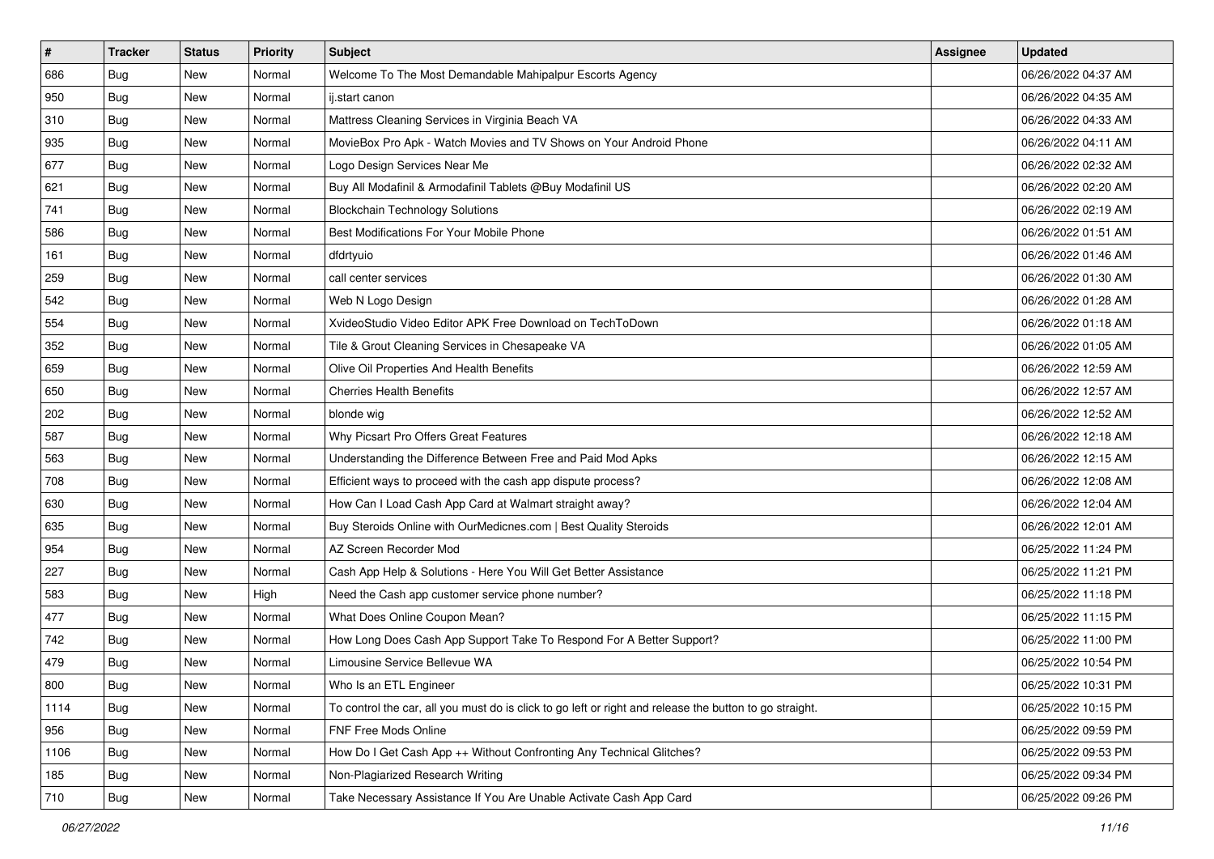| # | Tracker | Status | Priority | Subject | Assignee | Updated |
|---|---|---|---|---|---|---|
| 686 | Bug | New | Normal | Welcome To The Most Demandable Mahipalpur Escorts Agency | | 06/26/2022 04:37 AM |
| 950 | Bug | New | Normal | ij.start canon | | 06/26/2022 04:35 AM |
| 310 | Bug | New | Normal | Mattress Cleaning Services in Virginia Beach VA | | 06/26/2022 04:33 AM |
| 935 | Bug | New | Normal | MovieBox Pro Apk - Watch Movies and TV Shows on Your Android Phone | | 06/26/2022 04:11 AM |
| 677 | Bug | New | Normal | Logo Design Services Near Me | | 06/26/2022 02:32 AM |
| 621 | Bug | New | Normal | Buy All Modafinil & Armodafinil Tablets @Buy Modafinil US | | 06/26/2022 02:20 AM |
| 741 | Bug | New | Normal | Blockchain Technology Solutions | | 06/26/2022 02:19 AM |
| 586 | Bug | New | Normal | Best Modifications For Your Mobile Phone | | 06/26/2022 01:51 AM |
| 161 | Bug | New | Normal | dfdrtyuio | | 06/26/2022 01:46 AM |
| 259 | Bug | New | Normal | call center services | | 06/26/2022 01:30 AM |
| 542 | Bug | New | Normal | Web N Logo Design | | 06/26/2022 01:28 AM |
| 554 | Bug | New | Normal | XvideoStudio Video Editor APK Free Download on TechToDown | | 06/26/2022 01:18 AM |
| 352 | Bug | New | Normal | Tile & Grout Cleaning Services in Chesapeake VA | | 06/26/2022 01:05 AM |
| 659 | Bug | New | Normal | Olive Oil Properties And Health Benefits | | 06/26/2022 12:59 AM |
| 650 | Bug | New | Normal | Cherries Health Benefits | | 06/26/2022 12:57 AM |
| 202 | Bug | New | Normal | blonde wig | | 06/26/2022 12:52 AM |
| 587 | Bug | New | Normal | Why Picsart Pro Offers Great Features | | 06/26/2022 12:18 AM |
| 563 | Bug | New | Normal | Understanding the Difference Between Free and Paid Mod Apks | | 06/26/2022 12:15 AM |
| 708 | Bug | New | Normal | Efficient ways to proceed with the cash app dispute process? | | 06/26/2022 12:08 AM |
| 630 | Bug | New | Normal | How Can I Load Cash App Card at Walmart straight away? | | 06/26/2022 12:04 AM |
| 635 | Bug | New | Normal | Buy Steroids Online with OurMedicnes.com \| Best Quality Steroids | | 06/26/2022 12:01 AM |
| 954 | Bug | New | Normal | AZ Screen Recorder Mod | | 06/25/2022 11:24 PM |
| 227 | Bug | New | Normal | Cash App Help & Solutions - Here You Will Get Better Assistance | | 06/25/2022 11:21 PM |
| 583 | Bug | New | High | Need the Cash app customer service phone number? | | 06/25/2022 11:18 PM |
| 477 | Bug | New | Normal | What Does Online Coupon Mean? | | 06/25/2022 11:15 PM |
| 742 | Bug | New | Normal | How Long Does Cash App Support Take To Respond For A Better Support? | | 06/25/2022 11:00 PM |
| 479 | Bug | New | Normal | Limousine Service Bellevue WA | | 06/25/2022 10:54 PM |
| 800 | Bug | New | Normal | Who Is an ETL Engineer | | 06/25/2022 10:31 PM |
| 1114 | Bug | New | Normal | To control the car, all you must do is click to go left or right and release the button to go straight. | | 06/25/2022 10:15 PM |
| 956 | Bug | New | Normal | FNF Free Mods Online | | 06/25/2022 09:59 PM |
| 1106 | Bug | New | Normal | How Do I Get Cash App ++ Without Confronting Any Technical Glitches? | | 06/25/2022 09:53 PM |
| 185 | Bug | New | Normal | Non-Plagiarized Research Writing | | 06/25/2022 09:34 PM |
| 710 | Bug | New | Normal | Take Necessary Assistance If You Are Unable Activate Cash App Card | | 06/25/2022 09:26 PM |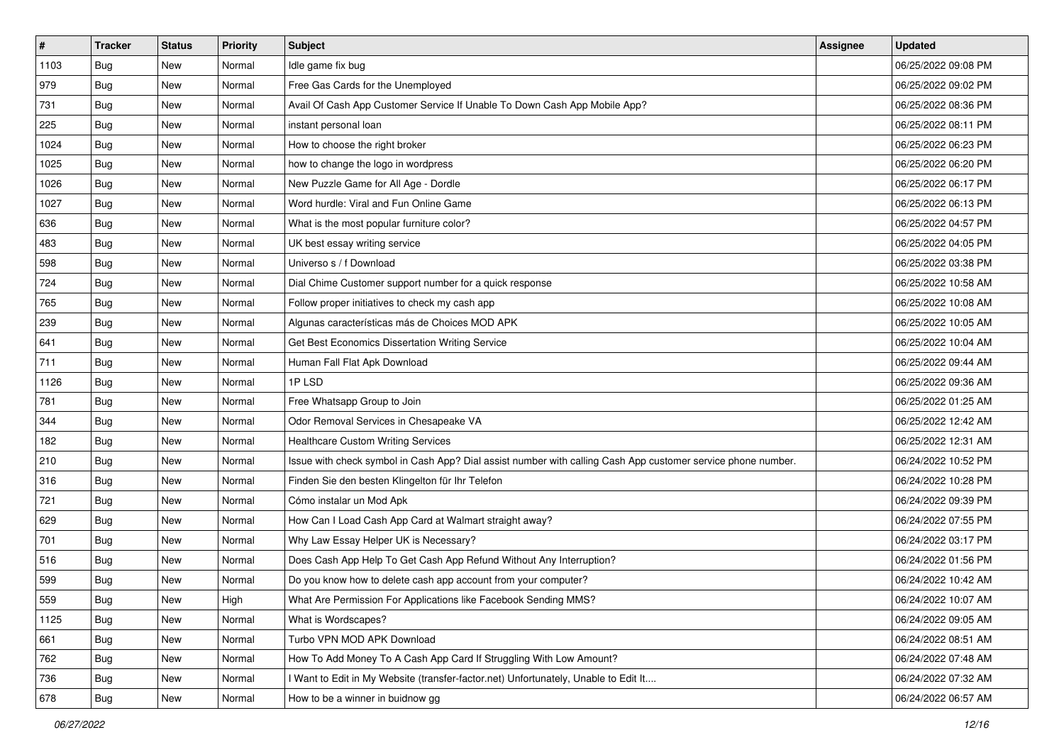| # | Tracker | Status | Priority | Subject | Assignee | Updated |
|---|---|---|---|---|---|---|
| 1103 | Bug | New | Normal | Idle game fix bug | | 06/25/2022 09:08 PM |
| 979 | Bug | New | Normal | Free Gas Cards for the Unemployed | | 06/25/2022 09:02 PM |
| 731 | Bug | New | Normal | Avail Of Cash App Customer Service If Unable To Down Cash App Mobile App? | | 06/25/2022 08:36 PM |
| 225 | Bug | New | Normal | instant personal loan | | 06/25/2022 08:11 PM |
| 1024 | Bug | New | Normal | How to choose the right broker | | 06/25/2022 06:23 PM |
| 1025 | Bug | New | Normal | how to change the logo in wordpress | | 06/25/2022 06:20 PM |
| 1026 | Bug | New | Normal | New Puzzle Game for All Age - Dordle | | 06/25/2022 06:17 PM |
| 1027 | Bug | New | Normal | Word hurdle: Viral and Fun Online Game | | 06/25/2022 06:13 PM |
| 636 | Bug | New | Normal | What is the most popular furniture color? | | 06/25/2022 04:57 PM |
| 483 | Bug | New | Normal | UK best essay writing service | | 06/25/2022 04:05 PM |
| 598 | Bug | New | Normal | Universo s / f Download | | 06/25/2022 03:38 PM |
| 724 | Bug | New | Normal | Dial Chime Customer support number for a quick response | | 06/25/2022 10:58 AM |
| 765 | Bug | New | Normal | Follow proper initiatives to check my cash app | | 06/25/2022 10:08 AM |
| 239 | Bug | New | Normal | Algunas características más de Choices MOD APK | | 06/25/2022 10:05 AM |
| 641 | Bug | New | Normal | Get Best Economics Dissertation Writing Service | | 06/25/2022 10:04 AM |
| 711 | Bug | New | Normal | Human Fall Flat Apk Download | | 06/25/2022 09:44 AM |
| 1126 | Bug | New | Normal | 1P LSD | | 06/25/2022 09:36 AM |
| 781 | Bug | New | Normal | Free Whatsapp Group to Join | | 06/25/2022 01:25 AM |
| 344 | Bug | New | Normal | Odor Removal Services in Chesapeake VA | | 06/25/2022 12:42 AM |
| 182 | Bug | New | Normal | Healthcare Custom Writing Services | | 06/25/2022 12:31 AM |
| 210 | Bug | New | Normal | Issue with check symbol in Cash App? Dial assist number with calling Cash App customer service phone number. | | 06/24/2022 10:52 PM |
| 316 | Bug | New | Normal | Finden Sie den besten Klingelton für Ihr Telefon | | 06/24/2022 10:28 PM |
| 721 | Bug | New | Normal | Cómo instalar un Mod Apk | | 06/24/2022 09:39 PM |
| 629 | Bug | New | Normal | How Can I Load Cash App Card at Walmart straight away? | | 06/24/2022 07:55 PM |
| 701 | Bug | New | Normal | Why Law Essay Helper UK is Necessary? | | 06/24/2022 03:17 PM |
| 516 | Bug | New | Normal | Does Cash App Help To Get Cash App Refund Without Any Interruption? | | 06/24/2022 01:56 PM |
| 599 | Bug | New | Normal | Do you know how to delete cash app account from your computer? | | 06/24/2022 10:42 AM |
| 559 | Bug | New | High | What Are Permission For Applications like Facebook Sending MMS? | | 06/24/2022 10:07 AM |
| 1125 | Bug | New | Normal | What is Wordscapes? | | 06/24/2022 09:05 AM |
| 661 | Bug | New | Normal | Turbo VPN MOD APK Download | | 06/24/2022 08:51 AM |
| 762 | Bug | New | Normal | How To Add Money To A Cash App Card If Struggling With Low Amount? | | 06/24/2022 07:48 AM |
| 736 | Bug | New | Normal | I Want to Edit in My Website (transfer-factor.net) Unfortunately, Unable to Edit It.... | | 06/24/2022 07:32 AM |
| 678 | Bug | New | Normal | How to be a winner in buidnow gg | | 06/24/2022 06:57 AM |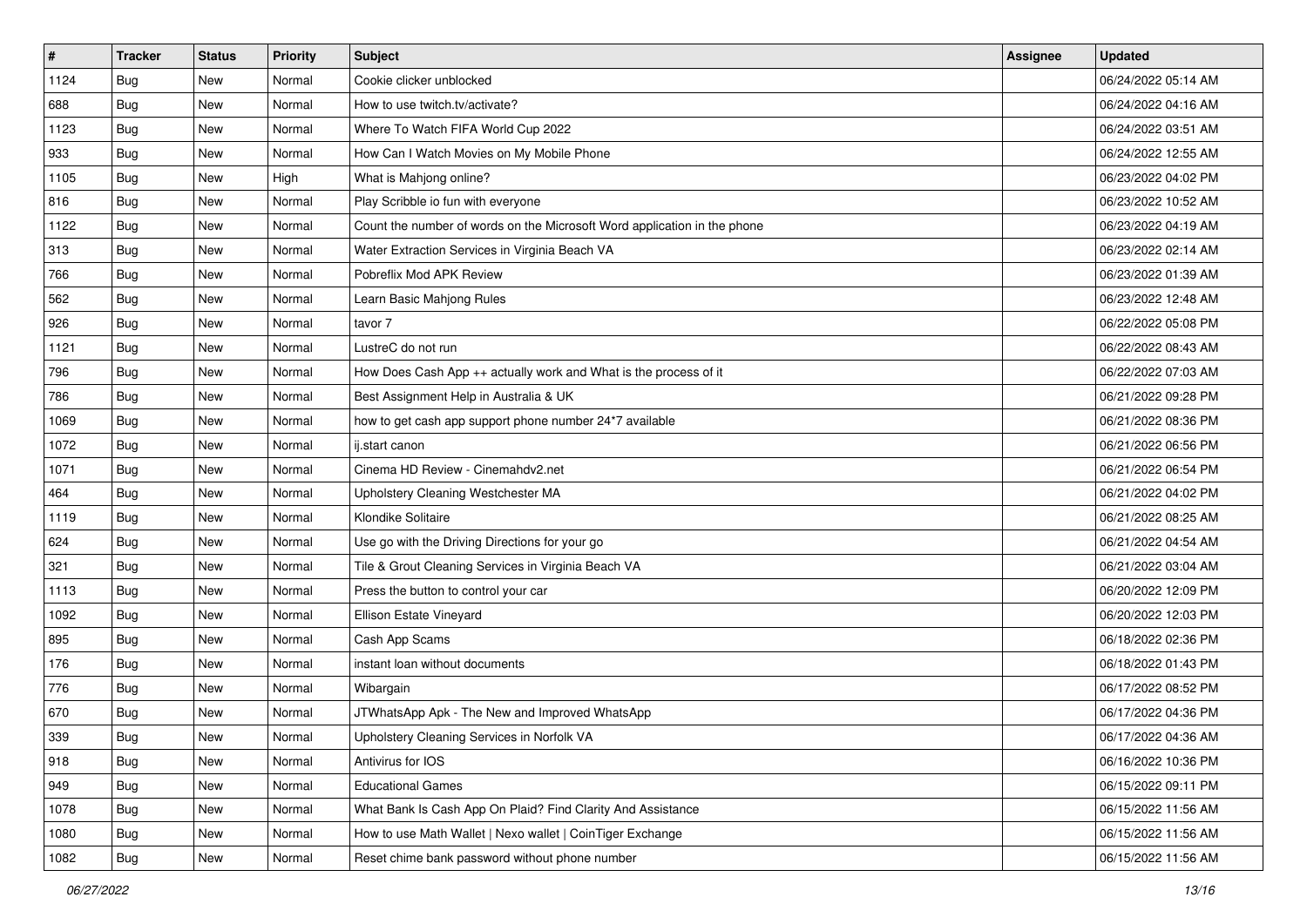| # | Tracker | Status | Priority | Subject | Assignee | Updated |
|---|---|---|---|---|---|---|
| 1124 | Bug | New | Normal | Cookie clicker unblocked | | 06/24/2022 05:14 AM |
| 688 | Bug | New | Normal | How to use twitch.tv/activate? | | 06/24/2022 04:16 AM |
| 1123 | Bug | New | Normal | Where To Watch FIFA World Cup 2022 | | 06/24/2022 03:51 AM |
| 933 | Bug | New | Normal | How Can I Watch Movies on My Mobile Phone | | 06/24/2022 12:55 AM |
| 1105 | Bug | New | High | What is Mahjong online? | | 06/23/2022 04:02 PM |
| 816 | Bug | New | Normal | Play Scribble io fun with everyone | | 06/23/2022 10:52 AM |
| 1122 | Bug | New | Normal | Count the number of words on the Microsoft Word application in the phone | | 06/23/2022 04:19 AM |
| 313 | Bug | New | Normal | Water Extraction Services in Virginia Beach VA | | 06/23/2022 02:14 AM |
| 766 | Bug | New | Normal | Pobreflix Mod APK Review | | 06/23/2022 01:39 AM |
| 562 | Bug | New | Normal | Learn Basic Mahjong Rules | | 06/23/2022 12:48 AM |
| 926 | Bug | New | Normal | tavor 7 | | 06/22/2022 05:08 PM |
| 1121 | Bug | New | Normal | LustreC do not run | | 06/22/2022 08:43 AM |
| 796 | Bug | New | Normal | How Does Cash App ++ actually work and What is the process of it | | 06/22/2022 07:03 AM |
| 786 | Bug | New | Normal | Best Assignment Help in Australia & UK | | 06/21/2022 09:28 PM |
| 1069 | Bug | New | Normal | how to get cash app support phone number 24*7 available | | 06/21/2022 08:36 PM |
| 1072 | Bug | New | Normal | ij.start canon | | 06/21/2022 06:56 PM |
| 1071 | Bug | New | Normal | Cinema HD Review - Cinemahdv2.net | | 06/21/2022 06:54 PM |
| 464 | Bug | New | Normal | Upholstery Cleaning Westchester MA | | 06/21/2022 04:02 PM |
| 1119 | Bug | New | Normal | Klondike Solitaire | | 06/21/2022 08:25 AM |
| 624 | Bug | New | Normal | Use go with the Driving Directions for your go | | 06/21/2022 04:54 AM |
| 321 | Bug | New | Normal | Tile & Grout Cleaning Services in Virginia Beach VA | | 06/21/2022 03:04 AM |
| 1113 | Bug | New | Normal | Press the button to control your car | | 06/20/2022 12:09 PM |
| 1092 | Bug | New | Normal | Ellison Estate Vineyard | | 06/20/2022 12:03 PM |
| 895 | Bug | New | Normal | Cash App Scams | | 06/18/2022 02:36 PM |
| 176 | Bug | New | Normal | instant loan without documents | | 06/18/2022 01:43 PM |
| 776 | Bug | New | Normal | Wibargain | | 06/17/2022 08:52 PM |
| 670 | Bug | New | Normal | JTWhatsApp Apk - The New and Improved WhatsApp | | 06/17/2022 04:36 PM |
| 339 | Bug | New | Normal | Upholstery Cleaning Services in Norfolk VA | | 06/17/2022 04:36 AM |
| 918 | Bug | New | Normal | Antivirus for IOS | | 06/16/2022 10:36 PM |
| 949 | Bug | New | Normal | Educational Games | | 06/15/2022 09:11 PM |
| 1078 | Bug | New | Normal | What Bank Is Cash App On Plaid? Find Clarity And Assistance | | 06/15/2022 11:56 AM |
| 1080 | Bug | New | Normal | How to use Math Wallet \| Nexo wallet \| CoinTiger Exchange | | 06/15/2022 11:56 AM |
| 1082 | Bug | New | Normal | Reset chime bank password without phone number | | 06/15/2022 11:56 AM |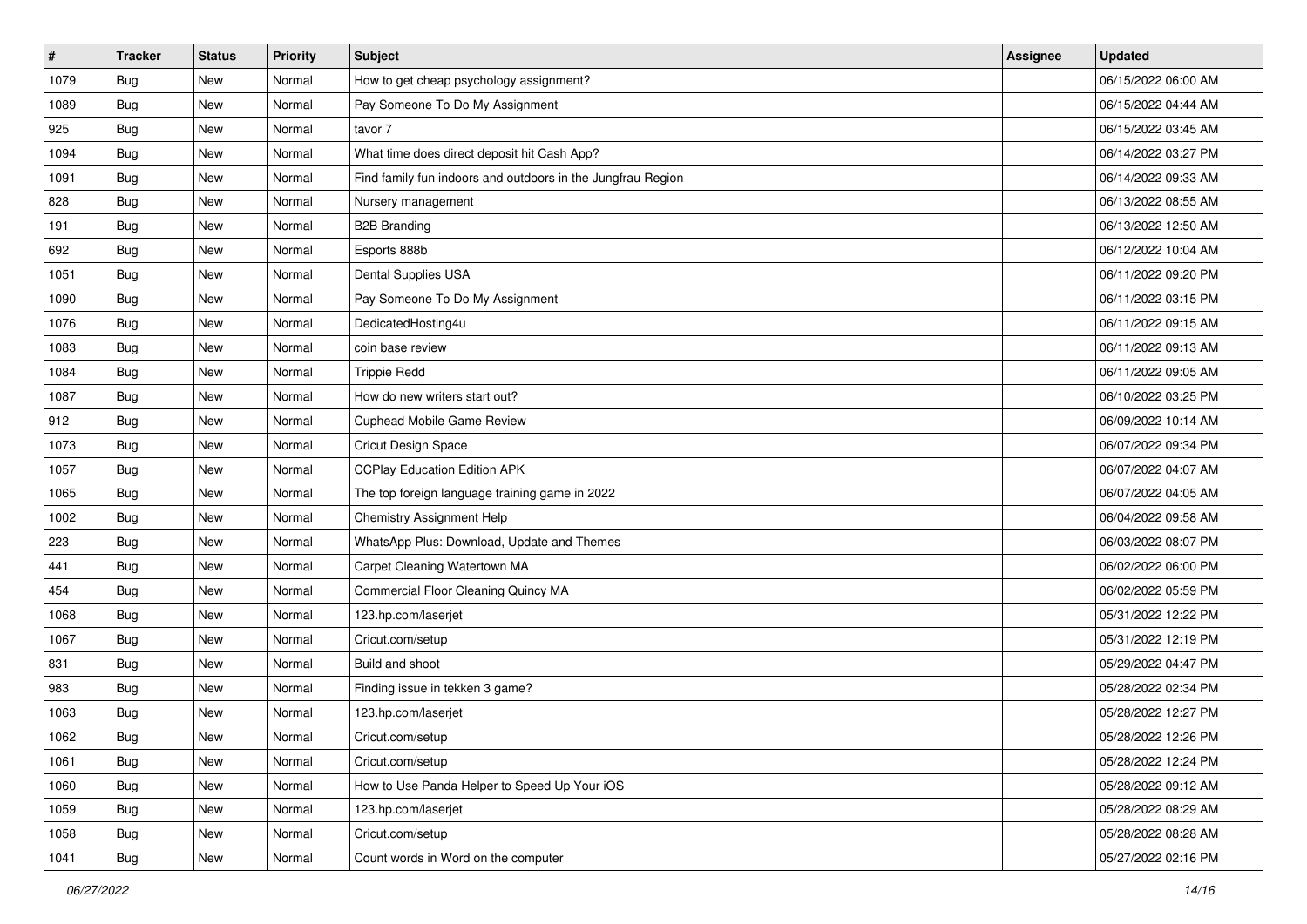| # | Tracker | Status | Priority | Subject | Assignee | Updated |
|---|---|---|---|---|---|---|
| 1079 | Bug | New | Normal | How to get cheap psychology assignment? | | 06/15/2022 06:00 AM |
| 1089 | Bug | New | Normal | Pay Someone To Do My Assignment | | 06/15/2022 04:44 AM |
| 925 | Bug | New | Normal | tavor 7 | | 06/15/2022 03:45 AM |
| 1094 | Bug | New | Normal | What time does direct deposit hit Cash App? | | 06/14/2022 03:27 PM |
| 1091 | Bug | New | Normal | Find family fun indoors and outdoors in the Jungfrau Region | | 06/14/2022 09:33 AM |
| 828 | Bug | New | Normal | Nursery management | | 06/13/2022 08:55 AM |
| 191 | Bug | New | Normal | B2B Branding | | 06/13/2022 12:50 AM |
| 692 | Bug | New | Normal | Esports 888b | | 06/12/2022 10:04 AM |
| 1051 | Bug | New | Normal | Dental Supplies USA | | 06/11/2022 09:20 PM |
| 1090 | Bug | New | Normal | Pay Someone To Do My Assignment | | 06/11/2022 03:15 PM |
| 1076 | Bug | New | Normal | DedicatedHosting4u | | 06/11/2022 09:15 AM |
| 1083 | Bug | New | Normal | coin base review | | 06/11/2022 09:13 AM |
| 1084 | Bug | New | Normal | Trippie Redd | | 06/11/2022 09:05 AM |
| 1087 | Bug | New | Normal | How do new writers start out? | | 06/10/2022 03:25 PM |
| 912 | Bug | New | Normal | Cuphead Mobile Game Review | | 06/09/2022 10:14 AM |
| 1073 | Bug | New | Normal | Cricut Design Space | | 06/07/2022 09:34 PM |
| 1057 | Bug | New | Normal | CCPlay Education Edition APK | | 06/07/2022 04:07 AM |
| 1065 | Bug | New | Normal | The top foreign language training game in 2022 | | 06/07/2022 04:05 AM |
| 1002 | Bug | New | Normal | Chemistry Assignment Help | | 06/04/2022 09:58 AM |
| 223 | Bug | New | Normal | WhatsApp Plus: Download, Update and Themes | | 06/03/2022 08:07 PM |
| 441 | Bug | New | Normal | Carpet Cleaning Watertown MA | | 06/02/2022 06:00 PM |
| 454 | Bug | New | Normal | Commercial Floor Cleaning Quincy MA | | 06/02/2022 05:59 PM |
| 1068 | Bug | New | Normal | 123.hp.com/laserjet | | 05/31/2022 12:22 PM |
| 1067 | Bug | New | Normal | Cricut.com/setup | | 05/31/2022 12:19 PM |
| 831 | Bug | New | Normal | Build and shoot | | 05/29/2022 04:47 PM |
| 983 | Bug | New | Normal | Finding issue in tekken 3 game? | | 05/28/2022 02:34 PM |
| 1063 | Bug | New | Normal | 123.hp.com/laserjet | | 05/28/2022 12:27 PM |
| 1062 | Bug | New | Normal | Cricut.com/setup | | 05/28/2022 12:26 PM |
| 1061 | Bug | New | Normal | Cricut.com/setup | | 05/28/2022 12:24 PM |
| 1060 | Bug | New | Normal | How to Use Panda Helper to Speed Up Your iOS | | 05/28/2022 09:12 AM |
| 1059 | Bug | New | Normal | 123.hp.com/laserjet | | 05/28/2022 08:29 AM |
| 1058 | Bug | New | Normal | Cricut.com/setup | | 05/28/2022 08:28 AM |
| 1041 | Bug | New | Normal | Count words in Word on the computer | | 05/27/2022 02:16 PM |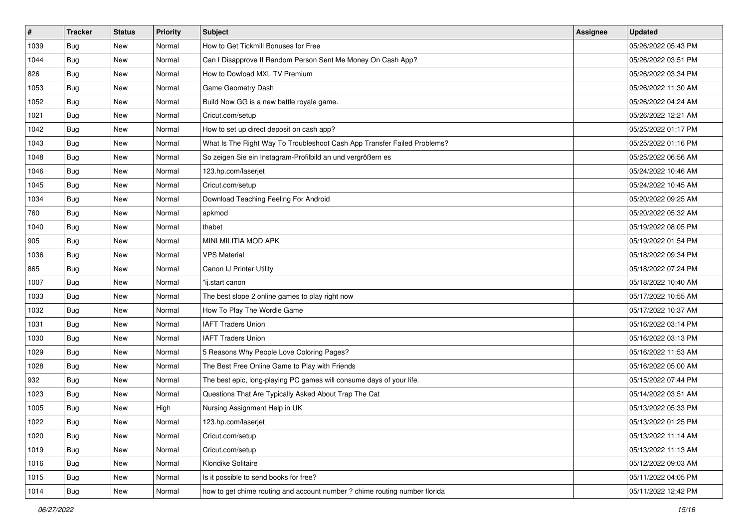| # | Tracker | Status | Priority | Subject | Assignee | Updated |
|---|---|---|---|---|---|---|
| 1039 | Bug | New | Normal | How to Get Tickmill Bonuses for Free | | 05/26/2022 05:43 PM |
| 1044 | Bug | New | Normal | Can I Disapprove If Random Person Sent Me Money On Cash App? | | 05/26/2022 03:51 PM |
| 826 | Bug | New | Normal | How to Dowload MXL TV Premium | | 05/26/2022 03:34 PM |
| 1053 | Bug | New | Normal | Game Geometry Dash | | 05/26/2022 11:30 AM |
| 1052 | Bug | New | Normal | Build Now GG is a new battle royale game. | | 05/26/2022 04:24 AM |
| 1021 | Bug | New | Normal | Cricut.com/setup | | 05/26/2022 12:21 AM |
| 1042 | Bug | New | Normal | How to set up direct deposit on cash app? | | 05/25/2022 01:17 PM |
| 1043 | Bug | New | Normal | What Is The Right Way To Troubleshoot Cash App Transfer Failed Problems? | | 05/25/2022 01:16 PM |
| 1048 | Bug | New | Normal | So zeigen Sie ein Instagram-Profilbild an und vergrößern es | | 05/25/2022 06:56 AM |
| 1046 | Bug | New | Normal | 123.hp.com/laserjet | | 05/24/2022 10:46 AM |
| 1045 | Bug | New | Normal | Cricut.com/setup | | 05/24/2022 10:45 AM |
| 1034 | Bug | New | Normal | Download Teaching Feeling For Android | | 05/20/2022 09:25 AM |
| 760 | Bug | New | Normal | apkmod | | 05/20/2022 05:32 AM |
| 1040 | Bug | New | Normal | thabet | | 05/19/2022 08:05 PM |
| 905 | Bug | New | Normal | MINI MILITIA MOD APK | | 05/19/2022 01:54 PM |
| 1036 | Bug | New | Normal | VPS Material | | 05/18/2022 09:34 PM |
| 865 | Bug | New | Normal | Canon IJ Printer Utility | | 05/18/2022 07:24 PM |
| 1007 | Bug | New | Normal | "ij.start canon | | 05/18/2022 10:40 AM |
| 1033 | Bug | New | Normal | The best slope 2 online games to play right now | | 05/17/2022 10:55 AM |
| 1032 | Bug | New | Normal | How To Play The Wordle Game | | 05/17/2022 10:37 AM |
| 1031 | Bug | New | Normal | IAFT Traders Union | | 05/16/2022 03:14 PM |
| 1030 | Bug | New | Normal | IAFT Traders Union | | 05/16/2022 03:13 PM |
| 1029 | Bug | New | Normal | 5 Reasons Why People Love Coloring Pages? | | 05/16/2022 11:53 AM |
| 1028 | Bug | New | Normal | The Best Free Online Game to Play with Friends | | 05/16/2022 05:00 AM |
| 932 | Bug | New | Normal | The best epic, long-playing PC games will consume days of your life. | | 05/15/2022 07:44 PM |
| 1023 | Bug | New | Normal | Questions That Are Typically Asked About Trap The Cat | | 05/14/2022 03:51 AM |
| 1005 | Bug | New | High | Nursing Assignment Help in UK | | 05/13/2022 05:33 PM |
| 1022 | Bug | New | Normal | 123.hp.com/laserjet | | 05/13/2022 01:25 PM |
| 1020 | Bug | New | Normal | Cricut.com/setup | | 05/13/2022 11:14 AM |
| 1019 | Bug | New | Normal | Cricut.com/setup | | 05/13/2022 11:13 AM |
| 1016 | Bug | New | Normal | Klondike Solitaire | | 05/12/2022 09:03 AM |
| 1015 | Bug | New | Normal | Is it possible to send books for free? | | 05/11/2022 04:05 PM |
| 1014 | Bug | New | Normal | how to get chime routing and account number ? chime routing number florida | | 05/11/2022 12:42 PM |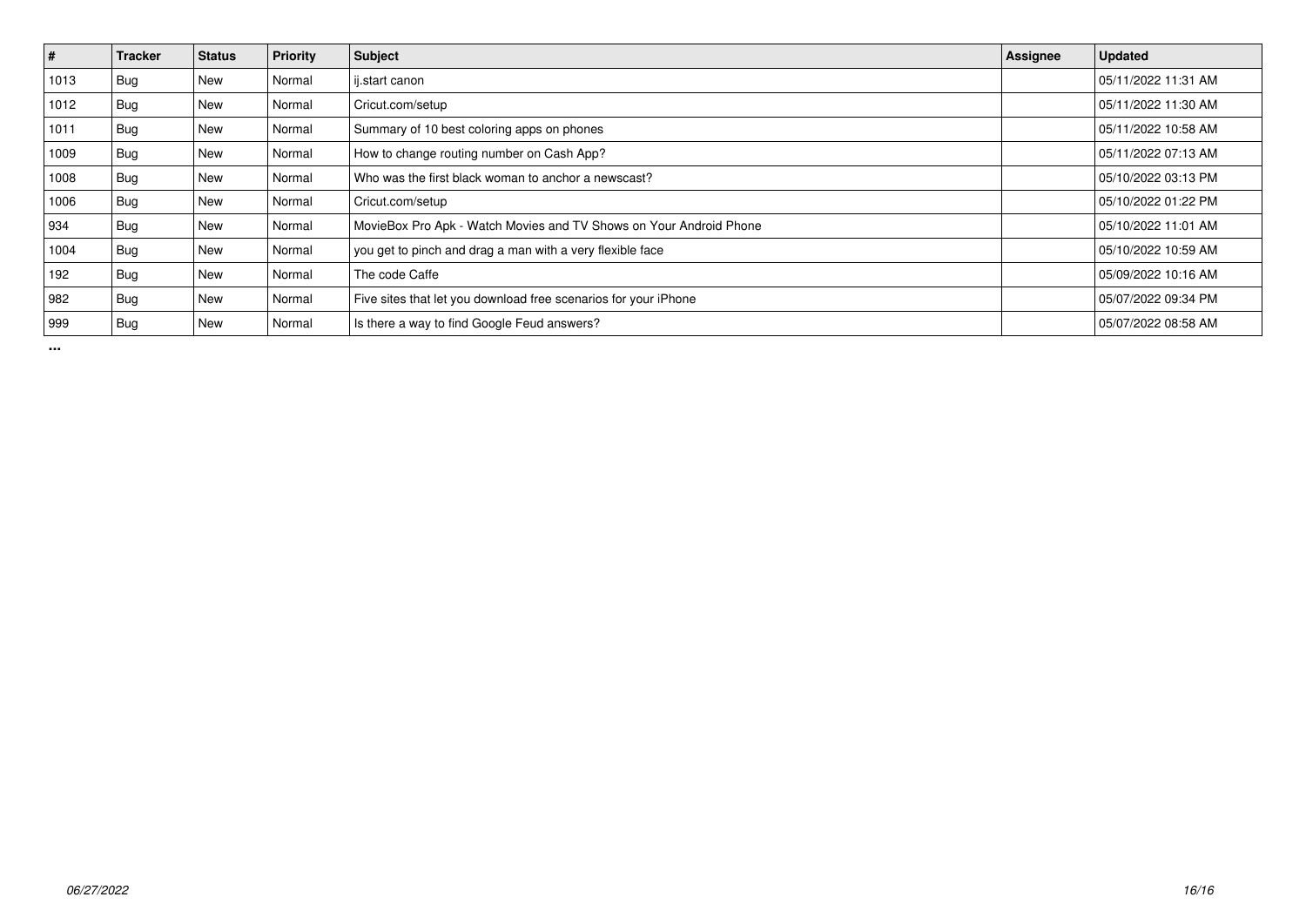| # | Tracker | Status | Priority | Subject | Assignee | Updated |
|---|---|---|---|---|---|---|
| 1013 | Bug | New | Normal | ij.start canon | | 05/11/2022 11:31 AM |
| 1012 | Bug | New | Normal | Cricut.com/setup | | 05/11/2022 11:30 AM |
| 1011 | Bug | New | Normal | Summary of 10 best coloring apps on phones | | 05/11/2022 10:58 AM |
| 1009 | Bug | New | Normal | How to change routing number on Cash App? | | 05/11/2022 07:13 AM |
| 1008 | Bug | New | Normal | Who was the first black woman to anchor a newscast? | | 05/10/2022 03:13 PM |
| 1006 | Bug | New | Normal | Cricut.com/setup | | 05/10/2022 01:22 PM |
| 934 | Bug | New | Normal | MovieBox Pro Apk - Watch Movies and TV Shows on Your Android Phone | | 05/10/2022 11:01 AM |
| 1004 | Bug | New | Normal | you get to pinch and drag a man with a very flexible face | | 05/10/2022 10:59 AM |
| 192 | Bug | New | Normal | The code Caffe | | 05/09/2022 10:16 AM |
| 982 | Bug | New | Normal | Five sites that let you download free scenarios for your iPhone | | 05/07/2022 09:34 PM |
| 999 | Bug | New | Normal | Is there a way to find Google Feud answers? | | 05/07/2022 08:58 AM |

...